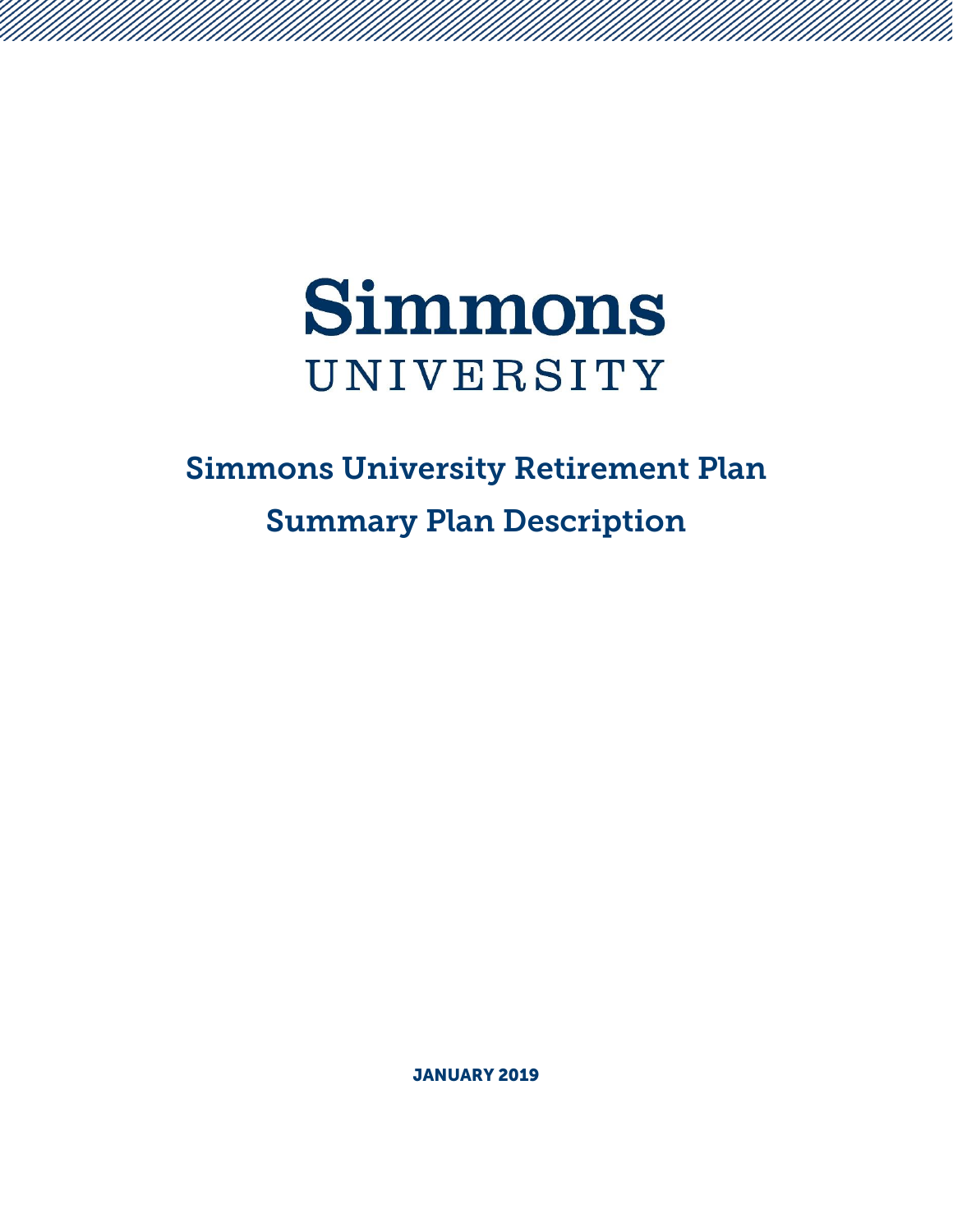# Simmons UNIVERSITY

## Simmons University Retirement Plan

## Summary Plan Description

**JANUARY 2019**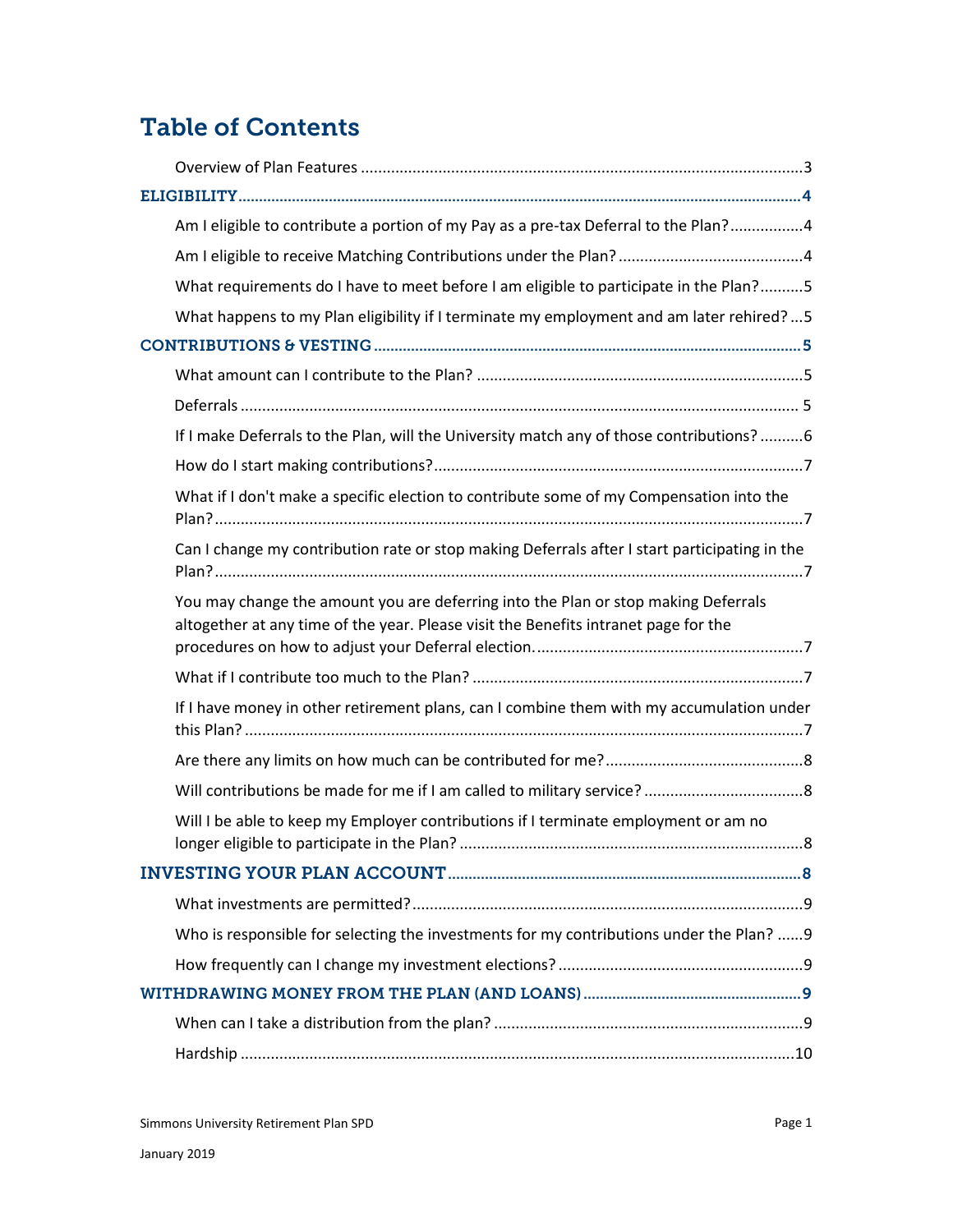# Table of Contents

Overview of Plan Features ....................................................................................................3

**ELIGIBILITY** ....................................................................................................................4

Am I eligible to contribute a portion of my Pay as a pre-tax Deferral to the Plan? ................4

Am I eligible to receive Matching Contributions under the Plan? ..........................................4

What requirements do I have to meet before I am eligible to participate in the Plan? ..........5

What happens to my Plan eligibility if I terminate my employment and am later rehired? ...5

**CONTRIBUTIONS & VESTING** ..........................................................................................5

What amount can I contribute to the Plan? ..........................................................................5

Deferrals ...............................................................................................................................5

If I make Deferrals to the Plan, will the University match any of those contributions? ..........6

How do I start making contributions? ....................................................................................7

What if I don't make a specific election to contribute some of my Compensation into the Plan? ......................................................................................................................................7

Can I change my contribution rate or stop making Deferrals after I start participating in the Plan? ......................................................................................................................................7

You may change the amount you are deferring into the Plan or stop making Deferrals altogether at any time of the year. Please visit the Benefits intranet page for the procedures on how to adjust your Deferral election. ............................................................7

What if I contribute too much to the Plan? ...........................................................................7

If I have money in other retirement plans, can I combine them with my accumulation under this Plan? ..............................................................................................................................7

Are there any limits on how much can be contributed for me? .............................................8

Will contributions be made for me if I am called to military service? ....................................8

Will I be able to keep my Employer contributions if I terminate employment or am no longer eligible to participate in the Plan? ...............................................................................8

**INVESTING YOUR PLAN ACCOUNT** ................................................................................8

What investments are permitted? ..........................................................................................9

Who is responsible for selecting the investments for my contributions under the Plan? ......9

How frequently can I change my investment elections? ........................................................9

**WITHDRAWING MONEY FROM THE PLAN (AND LOANS)** ..............................................9

When can I take a distribution from the plan? .......................................................................9

Hardship ...............................................................................................................................10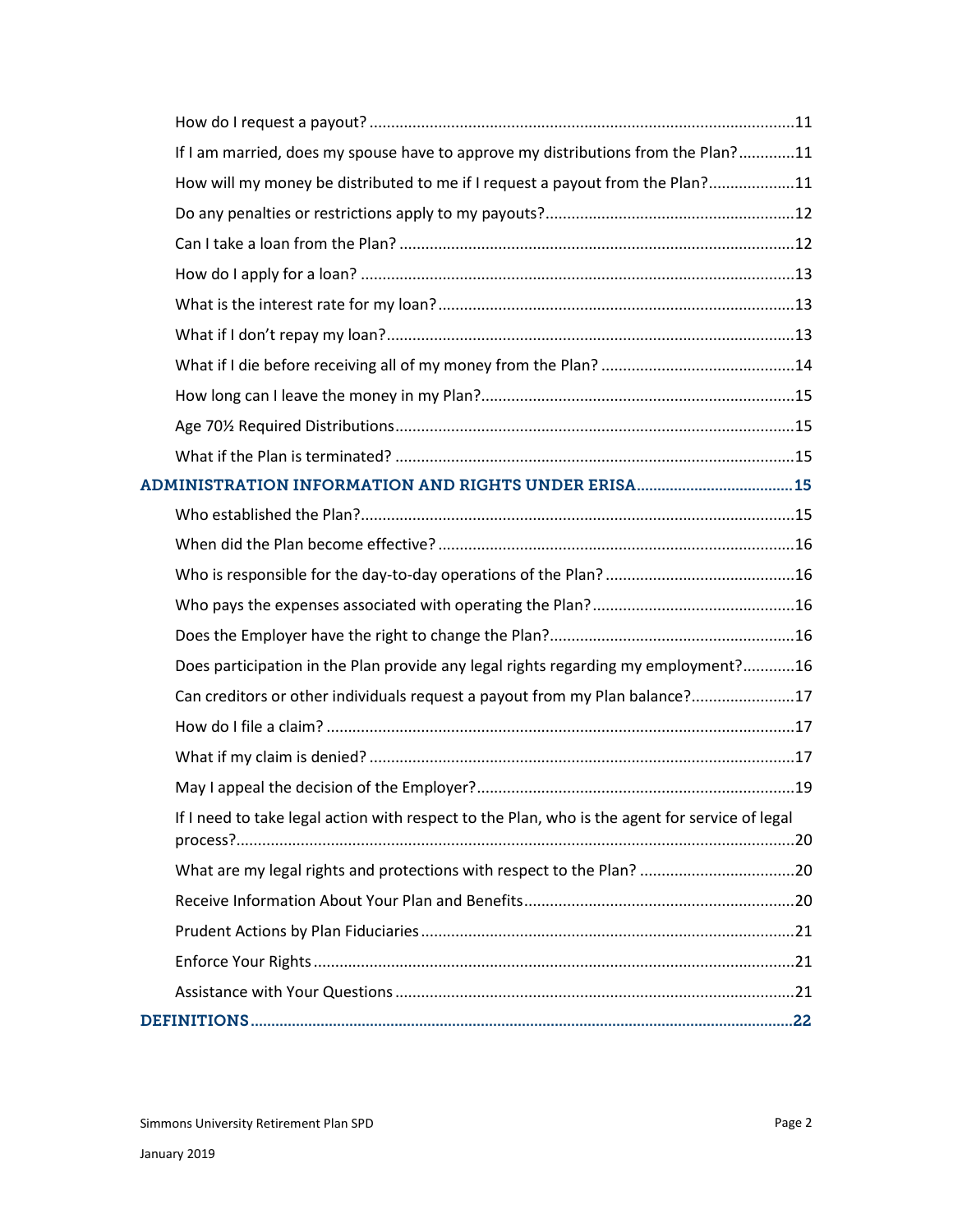How do I request a payout? ........................................................................................11

If I am married, does my spouse have to approve my distributions from the Plan? .............11

How will my money be distributed to me if I request a payout from the Plan? ....................11

Do any penalties or restrictions apply to my payouts? ..........................................................12

Can I take a loan from the Plan? ...........................................................................................12

How do I apply for a loan? ....................................................................................................13

What is the interest rate for my loan? ...................................................................................13

What if I don't repay my loan? ..............................................................................................13

What if I die before receiving all of my money from the Plan? .............................................14

How long can I leave the money in my Plan? .........................................................................15

Age 70½ Required Distributions .............................................................................................15

What if the Plan is terminated? .............................................................................................15

**ADMINISTRATION INFORMATION AND RIGHTS UNDER ERISA ......................................15**

Who established the Plan? .....................................................................................................15

When did the Plan become effective? ...................................................................................16

Who is responsible for the day-to-day operations of the Plan? ............................................16

Who pays the expenses associated with operating the Plan? ...............................................16

Does the Employer have the right to change the Plan? .........................................................16

Does participation in the Plan provide any legal rights regarding my employment? ............16

Can creditors or other individuals request a payout from my Plan balance? ........................17

How do I file a claim? .............................................................................................................17

What if my claim is denied? ...................................................................................................17

May I appeal the decision of the Employer? ..........................................................................19

If I need to take legal action with respect to the Plan, who is the agent for service of legal process? .................................................................................................................................20

What are my legal rights and protections with respect to the Plan? ....................................20

Receive Information About Your Plan and Benefits ...............................................................20

Prudent Actions by Plan Fiduciaries .......................................................................................21

Enforce Your Rights ................................................................................................................21

Assistance with Your Questions .............................................................................................21

**DEFINITIONS ..................................................................................................................22**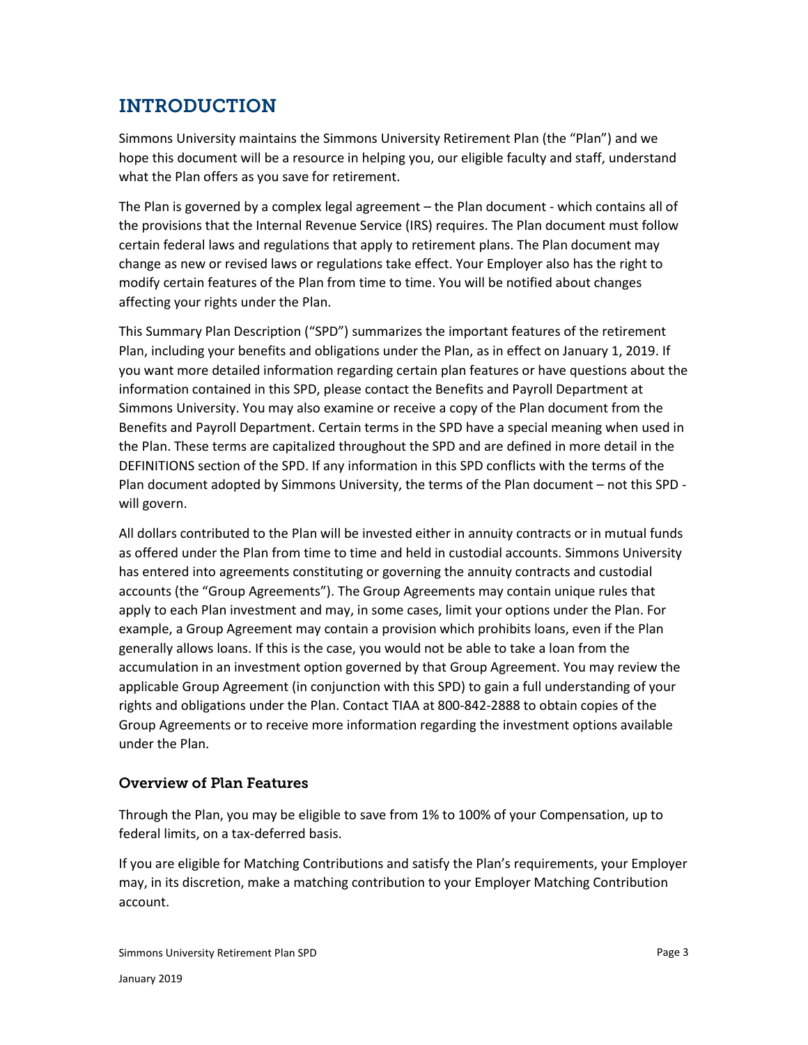# INTRODUCTION

Simmons University maintains the Simmons University Retirement Plan (the "Plan") and we hope this document will be a resource in helping you, our eligible faculty and staff, understand what the Plan offers as you save for retirement.

The Plan is governed by a complex legal agreement – the Plan document - which contains all of the provisions that the Internal Revenue Service (IRS) requires. The Plan document must follow certain federal laws and regulations that apply to retirement plans. The Plan document may change as new or revised laws or regulations take effect. Your Employer also has the right to modify certain features of the Plan from time to time. You will be notified about changes affecting your rights under the Plan.

This Summary Plan Description ("SPD") summarizes the important features of the retirement Plan, including your benefits and obligations under the Plan, as in effect on January 1, 2019. If you want more detailed information regarding certain plan features or have questions about the information contained in this SPD, please contact the Benefits and Payroll Department at Simmons University. You may also examine or receive a copy of the Plan document from the Benefits and Payroll Department. Certain terms in the SPD have a special meaning when used in the Plan. These terms are capitalized throughout the SPD and are defined in more detail in the DEFINITIONS section of the SPD. If any information in this SPD conflicts with the terms of the Plan document adopted by Simmons University, the terms of the Plan document – not this SPD - will govern.

All dollars contributed to the Plan will be invested either in annuity contracts or in mutual funds as offered under the Plan from time to time and held in custodial accounts. Simmons University has entered into agreements constituting or governing the annuity contracts and custodial accounts (the "Group Agreements"). The Group Agreements may contain unique rules that apply to each Plan investment and may, in some cases, limit your options under the Plan. For example, a Group Agreement may contain a provision which prohibits loans, even if the Plan generally allows loans. If this is the case, you would not be able to take a loan from the accumulation in an investment option governed by that Group Agreement. You may review the applicable Group Agreement (in conjunction with this SPD) to gain a full understanding of your rights and obligations under the Plan. Contact TIAA at 800-842-2888 to obtain copies of the Group Agreements or to receive more information regarding the investment options available under the Plan.

## Overview of Plan Features

Through the Plan, you may be eligible to save from 1% to 100% of your Compensation, up to federal limits, on a tax-deferred basis.

If you are eligible for Matching Contributions and satisfy the Plan's requirements, your Employer may, in its discretion, make a matching contribution to your Employer Matching Contribution account.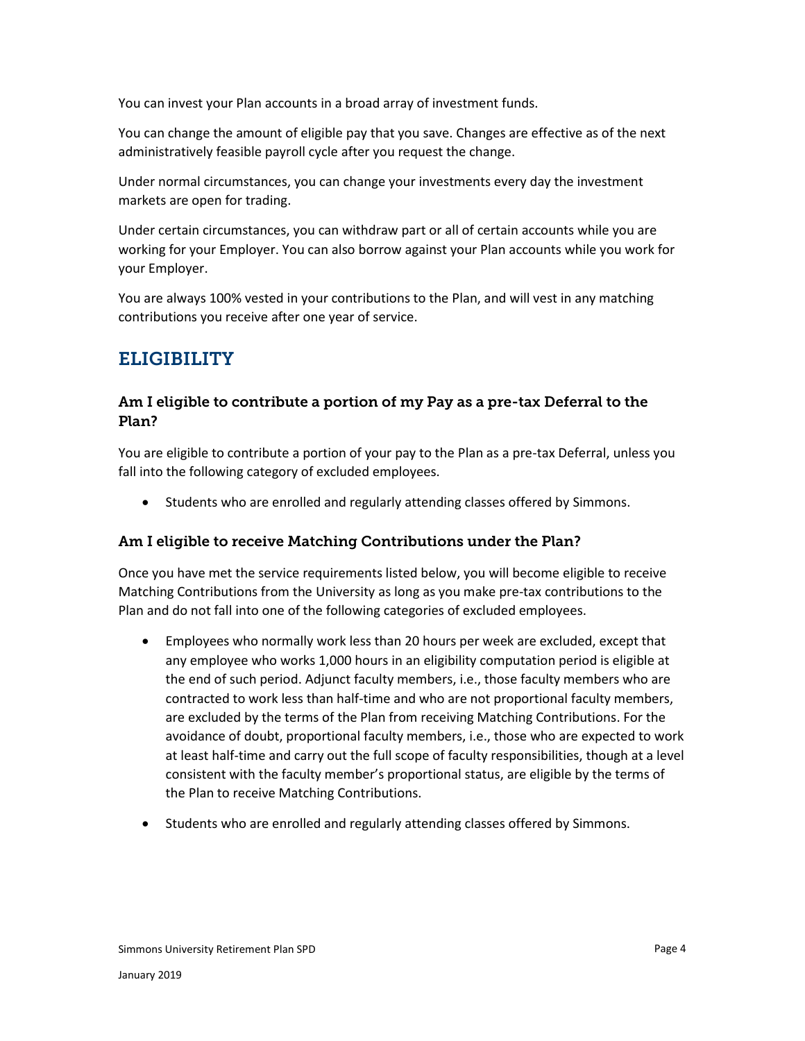You can invest your Plan accounts in a broad array of investment funds.

You can change the amount of eligible pay that you save. Changes are effective as of the next administratively feasible payroll cycle after you request the change.

Under normal circumstances, you can change your investments every day the investment markets are open for trading.

Under certain circumstances, you can withdraw part or all of certain accounts while you are working for your Employer. You can also borrow against your Plan accounts while you work for your Employer.

You are always 100% vested in your contributions to the Plan, and will vest in any matching contributions you receive after one year of service.

## ELIGIBILITY

### Am I eligible to contribute a portion of my Pay as a pre-tax Deferral to the Plan?

You are eligible to contribute a portion of your pay to the Plan as a pre-tax Deferral, unless you fall into the following category of excluded employees.

- Students who are enrolled and regularly attending classes offered by Simmons.

### Am I eligible to receive Matching Contributions under the Plan?

Once you have met the service requirements listed below, you will become eligible to receive Matching Contributions from the University as long as you make pre-tax contributions to the Plan and do not fall into one of the following categories of excluded employees.

- Employees who normally work less than 20 hours per week are excluded, except that any employee who works 1,000 hours in an eligibility computation period is eligible at the end of such period. Adjunct faculty members, i.e., those faculty members who are contracted to work less than half-time and who are not proportional faculty members, are excluded by the terms of the Plan from receiving Matching Contributions. For the avoidance of doubt, proportional faculty members, i.e., those who are expected to work at least half-time and carry out the full scope of faculty responsibilities, though at a level consistent with the faculty member's proportional status, are eligible by the terms of the Plan to receive Matching Contributions.

- Students who are enrolled and regularly attending classes offered by Simmons.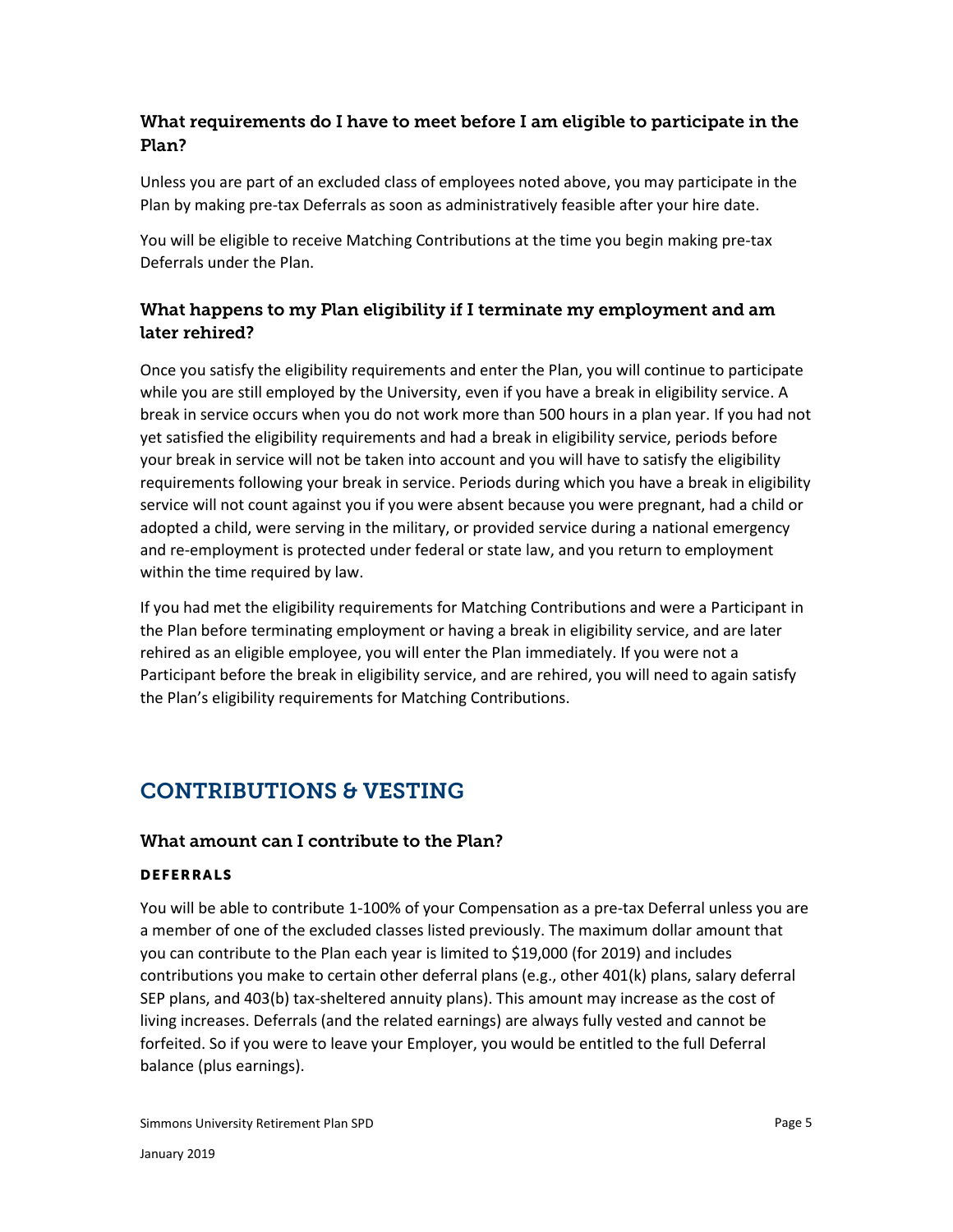### What requirements do I have to meet before I am eligible to participate in the Plan?

Unless you are part of an excluded class of employees noted above, you may participate in the Plan by making pre-tax Deferrals as soon as administratively feasible after your hire date.

You will be eligible to receive Matching Contributions at the time you begin making pre-tax Deferrals under the Plan.

### What happens to my Plan eligibility if I terminate my employment and am later rehired?

Once you satisfy the eligibility requirements and enter the Plan, you will continue to participate while you are still employed by the University, even if you have a break in eligibility service. A break in service occurs when you do not work more than 500 hours in a plan year. If you had not yet satisfied the eligibility requirements and had a break in eligibility service, periods before your break in service will not be taken into account and you will have to satisfy the eligibility requirements following your break in service. Periods during which you have a break in eligibility service will not count against you if you were absent because you were pregnant, had a child or adopted a child, were serving in the military, or provided service during a national emergency and re-employment is protected under federal or state law, and you return to employment within the time required by law.

If you had met the eligibility requirements for Matching Contributions and were a Participant in the Plan before terminating employment or having a break in eligibility service, and are later rehired as an eligible employee, you will enter the Plan immediately. If you were not a Participant before the break in eligibility service, and are rehired, you will need to again satisfy the Plan's eligibility requirements for Matching Contributions.

## CONTRIBUTIONS & VESTING

### What amount can I contribute to the Plan?

#### DEFERRALS

You will be able to contribute 1-100% of your Compensation as a pre-tax Deferral unless you are a member of one of the excluded classes listed previously. The maximum dollar amount that you can contribute to the Plan each year is limited to $19,000 (for 2019) and includes contributions you make to certain other deferral plans (e.g., other 401(k) plans, salary deferral SEP plans, and 403(b) tax-sheltered annuity plans). This amount may increase as the cost of living increases. Deferrals (and the related earnings) are always fully vested and cannot be forfeited. So if you were to leave your Employer, you would be entitled to the full Deferral balance (plus earnings).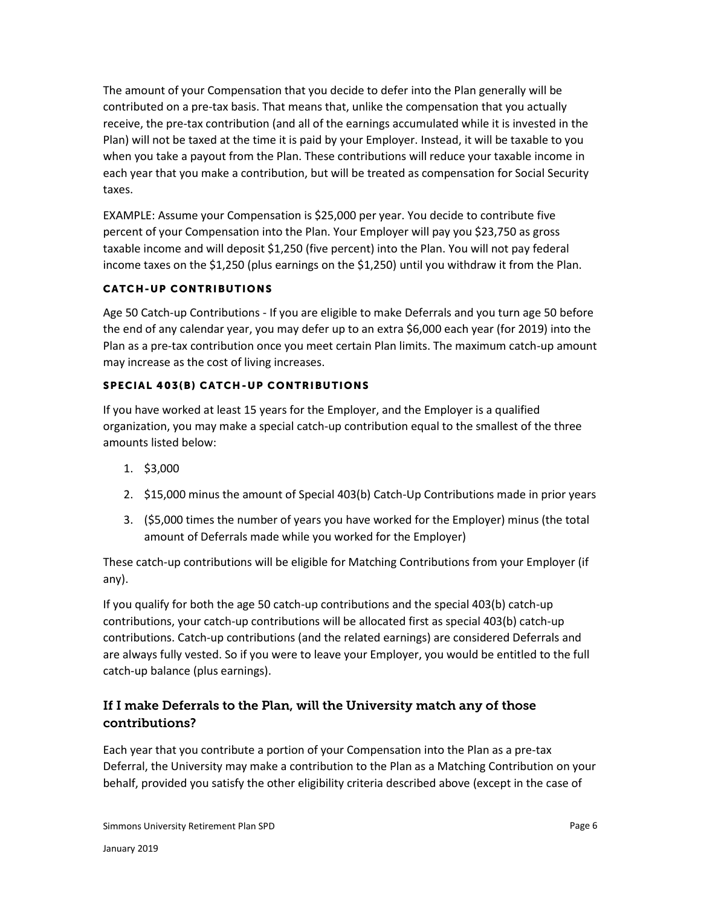The amount of your Compensation that you decide to defer into the Plan generally will be contributed on a pre-tax basis. That means that, unlike the compensation that you actually receive, the pre-tax contribution (and all of the earnings accumulated while it is invested in the Plan) will not be taxed at the time it is paid by your Employer. Instead, it will be taxable to you when you take a payout from the Plan. These contributions will reduce your taxable income in each year that you make a contribution, but will be treated as compensation for Social Security taxes.

EXAMPLE: Assume your Compensation is $25,000 per year. You decide to contribute five percent of your Compensation into the Plan. Your Employer will pay you $23,750 as gross taxable income and will deposit $1,250 (five percent) into the Plan. You will not pay federal income taxes on the $1,250 (plus earnings on the $1,250) until you withdraw it from the Plan.

#### CATCH-UP CONTRIBUTIONS

Age 50 Catch-up Contributions - If you are eligible to make Deferrals and you turn age 50 before the end of any calendar year, you may defer up to an extra $6,000 each year (for 2019) into the Plan as a pre-tax contribution once you meet certain Plan limits. The maximum catch-up amount may increase as the cost of living increases.

#### SPECIAL 403(B) CATCH-UP CONTRIBUTIONS

If you have worked at least 15 years for the Employer, and the Employer is a qualified organization, you may make a special catch-up contribution equal to the smallest of the three amounts listed below:

1. $3,000
2. $15,000 minus the amount of Special 403(b) Catch-Up Contributions made in prior years
3. ($5,000 times the number of years you have worked for the Employer) minus (the total amount of Deferrals made while you worked for the Employer)

These catch-up contributions will be eligible for Matching Contributions from your Employer (if any).

If you qualify for both the age 50 catch-up contributions and the special 403(b) catch-up contributions, your catch-up contributions will be allocated first as special 403(b) catch-up contributions. Catch-up contributions (and the related earnings) are considered Deferrals and are always fully vested. So if you were to leave your Employer, you would be entitled to the full catch-up balance (plus earnings).

### If I make Deferrals to the Plan, will the University match any of those contributions?

Each year that you contribute a portion of your Compensation into the Plan as a pre-tax Deferral, the University may make a contribution to the Plan as a Matching Contribution on your behalf, provided you satisfy the other eligibility criteria described above (except in the case of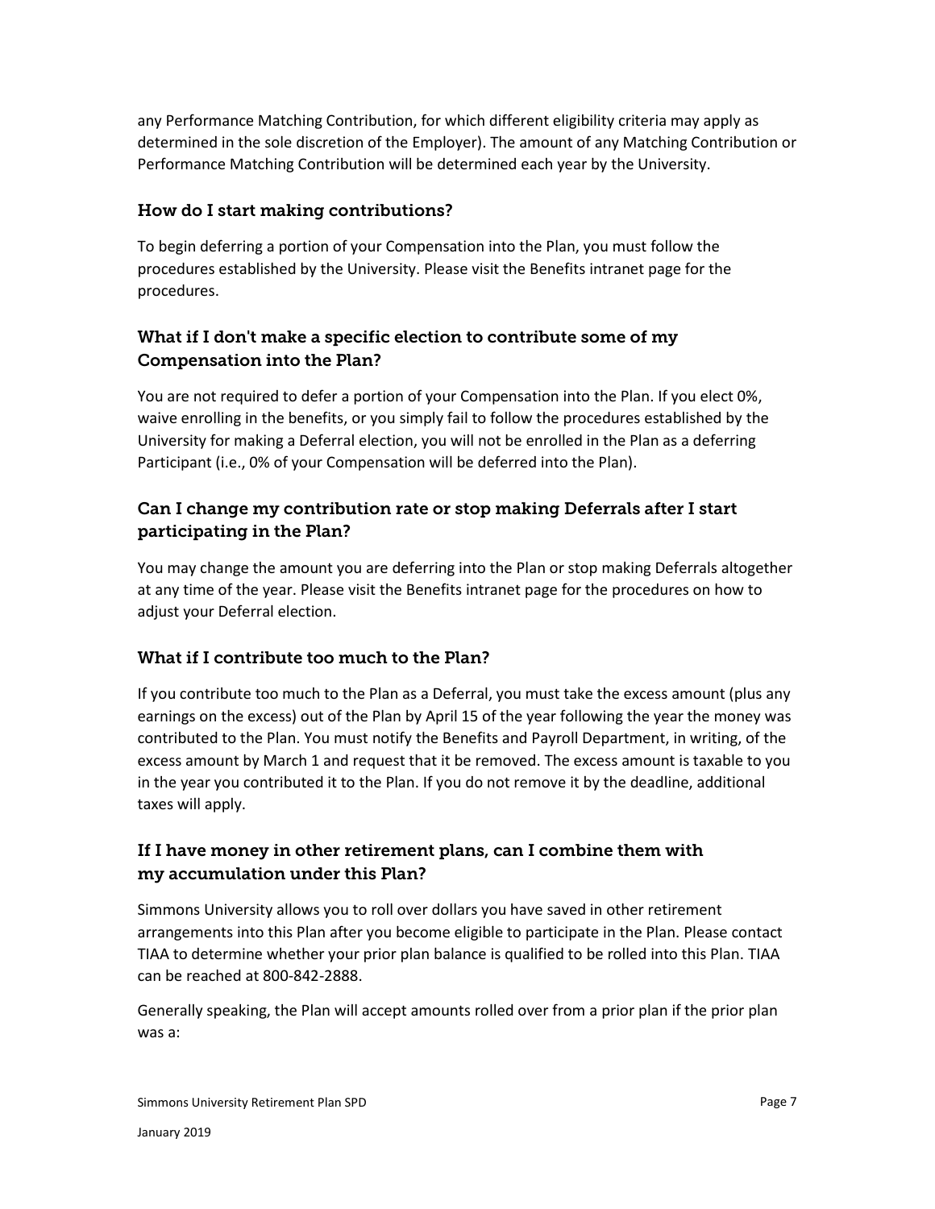any Performance Matching Contribution, for which different eligibility criteria may apply as determined in the sole discretion of the Employer). The amount of any Matching Contribution or Performance Matching Contribution will be determined each year by the University.

### How do I start making contributions?

To begin deferring a portion of your Compensation into the Plan, you must follow the procedures established by the University. Please visit the Benefits intranet page for the procedures.

### What if I don't make a specific election to contribute some of my Compensation into the Plan?

You are not required to defer a portion of your Compensation into the Plan. If you elect 0%, waive enrolling in the benefits, or you simply fail to follow the procedures established by the University for making a Deferral election, you will not be enrolled in the Plan as a deferring Participant (i.e., 0% of your Compensation will be deferred into the Plan).

### Can I change my contribution rate or stop making Deferrals after I start participating in the Plan?

You may change the amount you are deferring into the Plan or stop making Deferrals altogether at any time of the year. Please visit the Benefits intranet page for the procedures on how to adjust your Deferral election.

### What if I contribute too much to the Plan?

If you contribute too much to the Plan as a Deferral, you must take the excess amount (plus any earnings on the excess) out of the Plan by April 15 of the year following the year the money was contributed to the Plan. You must notify the Benefits and Payroll Department, in writing, of the excess amount by March 1 and request that it be removed. The excess amount is taxable to you in the year you contributed it to the Plan. If you do not remove it by the deadline, additional taxes will apply.

### If I have money in other retirement plans, can I combine them with my accumulation under this Plan?

Simmons University allows you to roll over dollars you have saved in other retirement arrangements into this Plan after you become eligible to participate in the Plan. Please contact TIAA to determine whether your prior plan balance is qualified to be rolled into this Plan. TIAA can be reached at 800-842-2888.

Generally speaking, the Plan will accept amounts rolled over from a prior plan if the prior plan was a: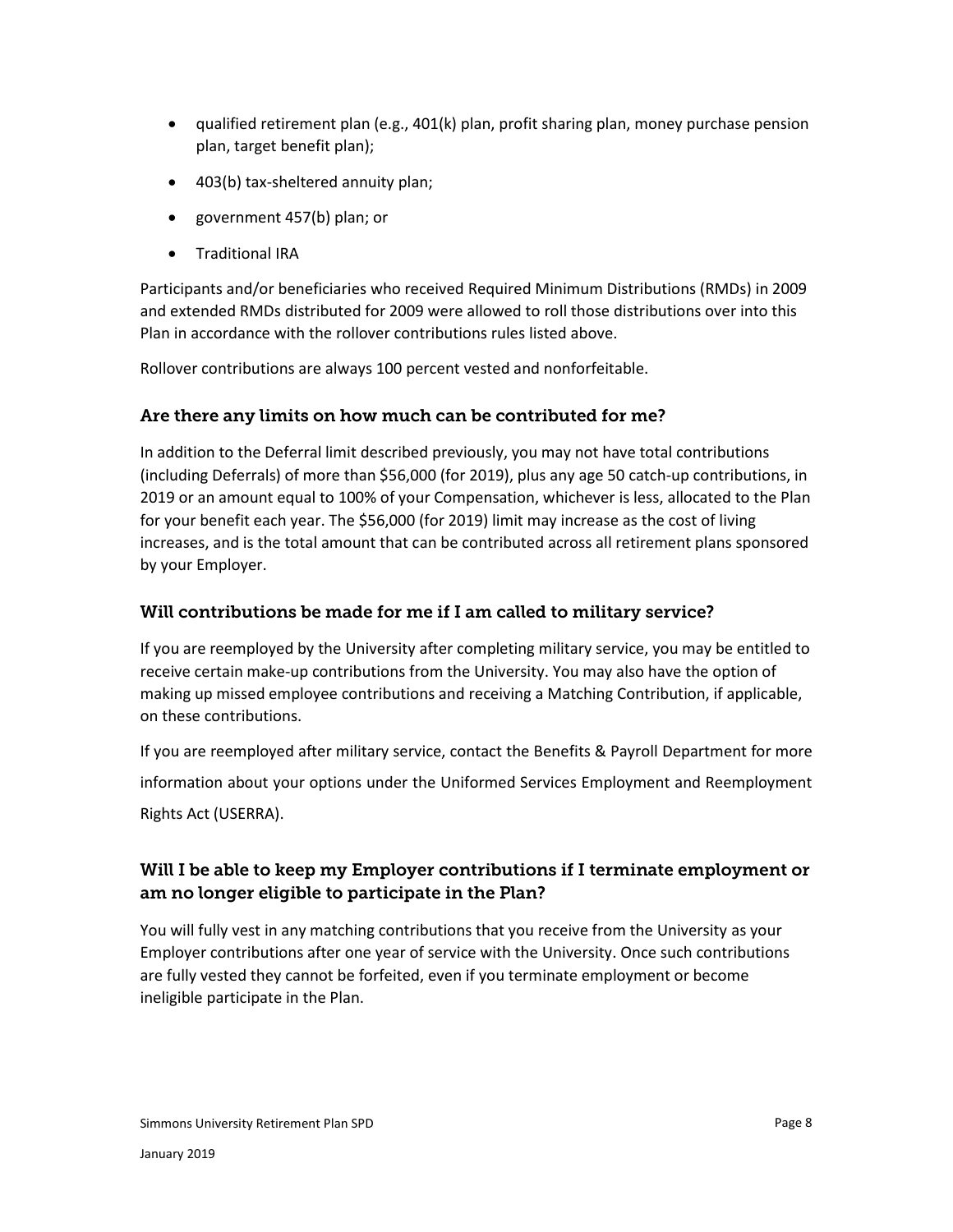- qualified retirement plan (e.g., 401(k) plan, profit sharing plan, money purchase pension plan, target benefit plan);
- 403(b) tax-sheltered annuity plan;
- government 457(b) plan; or
- Traditional IRA

Participants and/or beneficiaries who received Required Minimum Distributions (RMDs) in 2009 and extended RMDs distributed for 2009 were allowed to roll those distributions over into this Plan in accordance with the rollover contributions rules listed above.

Rollover contributions are always 100 percent vested and nonforfeitable.

### Are there any limits on how much can be contributed for me?

In addition to the Deferral limit described previously, you may not have total contributions (including Deferrals) of more than $56,000 (for 2019), plus any age 50 catch-up contributions, in 2019 or an amount equal to 100% of your Compensation, whichever is less, allocated to the Plan for your benefit each year. The $56,000 (for 2019) limit may increase as the cost of living increases, and is the total amount that can be contributed across all retirement plans sponsored by your Employer.

### Will contributions be made for me if I am called to military service?

If you are reemployed by the University after completing military service, you may be entitled to receive certain make-up contributions from the University. You may also have the option of making up missed employee contributions and receiving a Matching Contribution, if applicable, on these contributions.

If you are reemployed after military service, contact the Benefits & Payroll Department for more information about your options under the Uniformed Services Employment and Reemployment Rights Act (USERRA).

### Will I be able to keep my Employer contributions if I terminate employment or am no longer eligible to participate in the Plan?

You will fully vest in any matching contributions that you receive from the University as your Employer contributions after one year of service with the University. Once such contributions are fully vested they cannot be forfeited, even if you terminate employment or become ineligible participate in the Plan.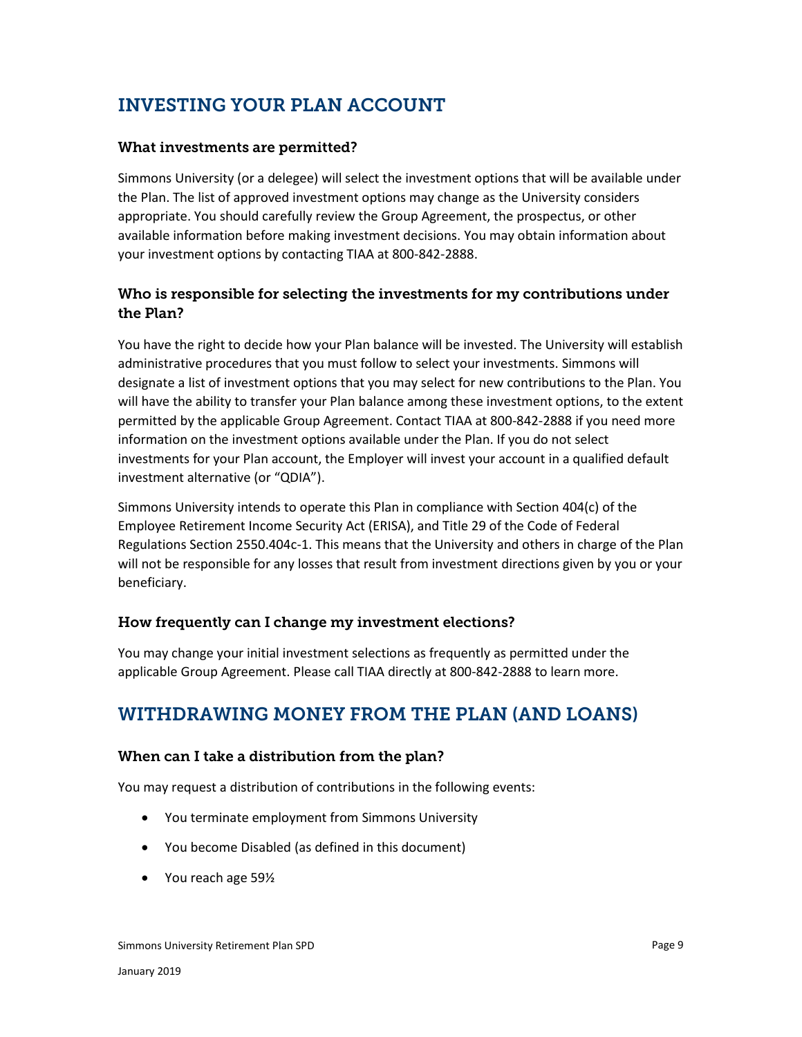## INVESTING YOUR PLAN ACCOUNT

### What investments are permitted?

Simmons University (or a delegee) will select the investment options that will be available under the Plan. The list of approved investment options may change as the University considers appropriate. You should carefully review the Group Agreement, the prospectus, or other available information before making investment decisions. You may obtain information about your investment options by contacting TIAA at 800-842-2888.

### Who is responsible for selecting the investments for my contributions under the Plan?

You have the right to decide how your Plan balance will be invested. The University will establish administrative procedures that you must follow to select your investments. Simmons will designate a list of investment options that you may select for new contributions to the Plan. You will have the ability to transfer your Plan balance among these investment options, to the extent permitted by the applicable Group Agreement. Contact TIAA at 800-842-2888 if you need more information on the investment options available under the Plan. If you do not select investments for your Plan account, the Employer will invest your account in a qualified default investment alternative (or "QDIA").

Simmons University intends to operate this Plan in compliance with Section 404(c) of the Employee Retirement Income Security Act (ERISA), and Title 29 of the Code of Federal Regulations Section 2550.404c-1. This means that the University and others in charge of the Plan will not be responsible for any losses that result from investment directions given by you or your beneficiary.

### How frequently can I change my investment elections?

You may change your initial investment selections as frequently as permitted under the applicable Group Agreement. Please call TIAA directly at 800-842-2888 to learn more.

## WITHDRAWING MONEY FROM THE PLAN (AND LOANS)

### When can I take a distribution from the plan?

You may request a distribution of contributions in the following events:

- You terminate employment from Simmons University
- You become Disabled (as defined in this document)
- You reach age 59½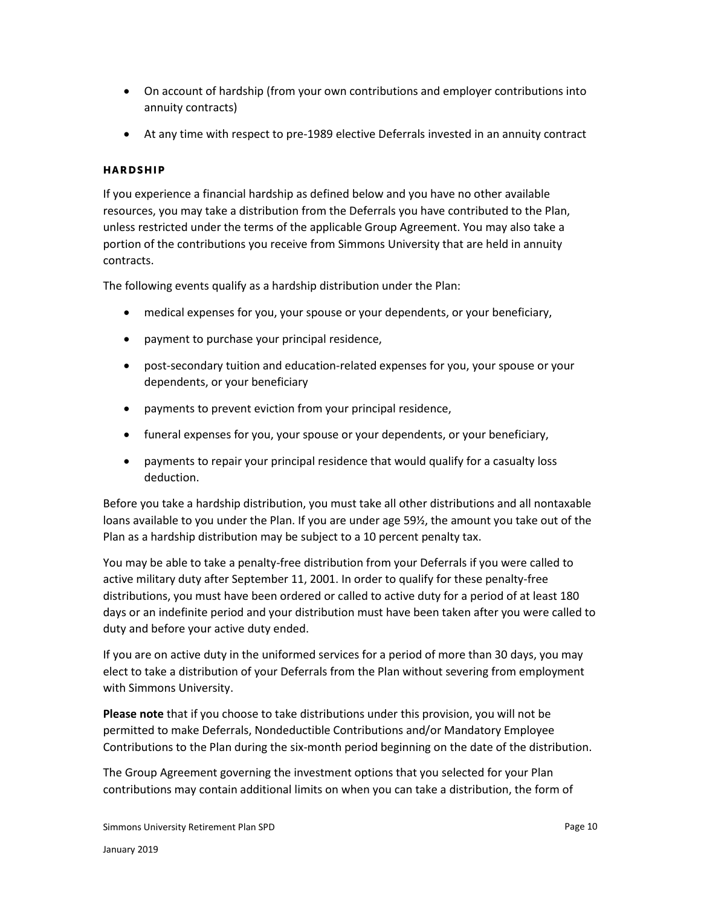- On account of hardship (from your own contributions and employer contributions into annuity contracts)
- At any time with respect to pre-1989 elective Deferrals invested in an annuity contract

### HARDSHIP

If you experience a financial hardship as defined below and you have no other available resources, you may take a distribution from the Deferrals you have contributed to the Plan, unless restricted under the terms of the applicable Group Agreement. You may also take a portion of the contributions you receive from Simmons University that are held in annuity contracts.

The following events qualify as a hardship distribution under the Plan:

- medical expenses for you, your spouse or your dependents, or your beneficiary,
- payment to purchase your principal residence,
- post-secondary tuition and education-related expenses for you, your spouse or your dependents, or your beneficiary
- payments to prevent eviction from your principal residence,
- funeral expenses for you, your spouse or your dependents, or your beneficiary,
- payments to repair your principal residence that would qualify for a casualty loss deduction.

Before you take a hardship distribution, you must take all other distributions and all nontaxable loans available to you under the Plan. If you are under age 59½, the amount you take out of the Plan as a hardship distribution may be subject to a 10 percent penalty tax.

You may be able to take a penalty-free distribution from your Deferrals if you were called to active military duty after September 11, 2001. In order to qualify for these penalty-free distributions, you must have been ordered or called to active duty for a period of at least 180 days or an indefinite period and your distribution must have been taken after you were called to duty and before your active duty ended.

If you are on active duty in the uniformed services for a period of more than 30 days, you may elect to take a distribution of your Deferrals from the Plan without severing from employment with Simmons University.

**Please note** that if you choose to take distributions under this provision, you will not be permitted to make Deferrals, Nondeductible Contributions and/or Mandatory Employee Contributions to the Plan during the six-month period beginning on the date of the distribution.

The Group Agreement governing the investment options that you selected for your Plan contributions may contain additional limits on when you can take a distribution, the form of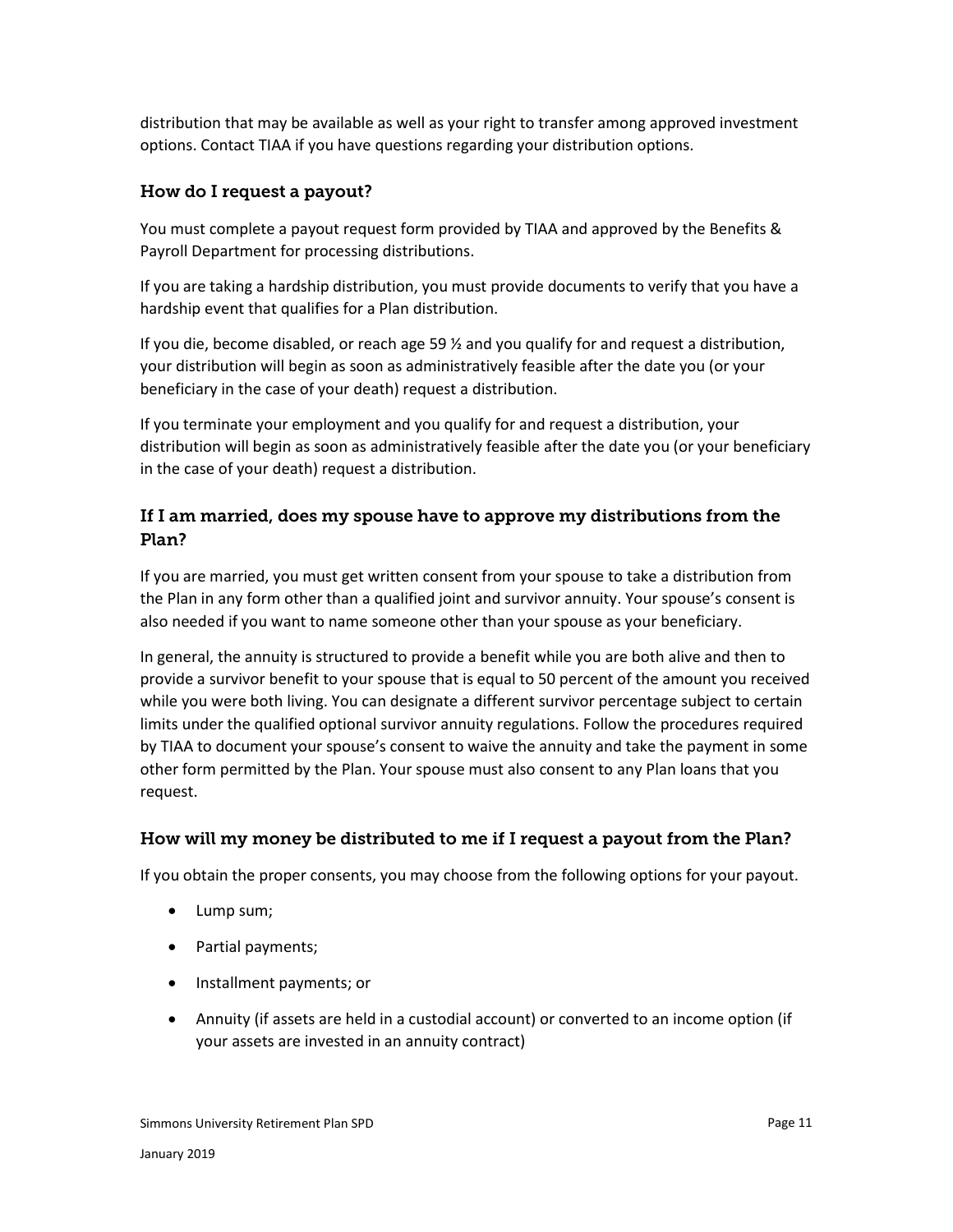distribution that may be available as well as your right to transfer among approved investment options. Contact TIAA if you have questions regarding your distribution options.

### How do I request a payout?

You must complete a payout request form provided by TIAA and approved by the Benefits & Payroll Department for processing distributions.

If you are taking a hardship distribution, you must provide documents to verify that you have a hardship event that qualifies for a Plan distribution.

If you die, become disabled, or reach age 59 ½ and you qualify for and request a distribution, your distribution will begin as soon as administratively feasible after the date you (or your beneficiary in the case of your death) request a distribution.

If you terminate your employment and you qualify for and request a distribution, your distribution will begin as soon as administratively feasible after the date you (or your beneficiary in the case of your death) request a distribution.

### If I am married, does my spouse have to approve my distributions from the Plan?

If you are married, you must get written consent from your spouse to take a distribution from the Plan in any form other than a qualified joint and survivor annuity. Your spouse's consent is also needed if you want to name someone other than your spouse as your beneficiary.

In general, the annuity is structured to provide a benefit while you are both alive and then to provide a survivor benefit to your spouse that is equal to 50 percent of the amount you received while you were both living. You can designate a different survivor percentage subject to certain limits under the qualified optional survivor annuity regulations. Follow the procedures required by TIAA to document your spouse's consent to waive the annuity and take the payment in some other form permitted by the Plan. Your spouse must also consent to any Plan loans that you request.

### How will my money be distributed to me if I request a payout from the Plan?

If you obtain the proper consents, you may choose from the following options for your payout.

- Lump sum;
- Partial payments;
- Installment payments; or
- Annuity (if assets are held in a custodial account) or converted to an income option (if your assets are invested in an annuity contract)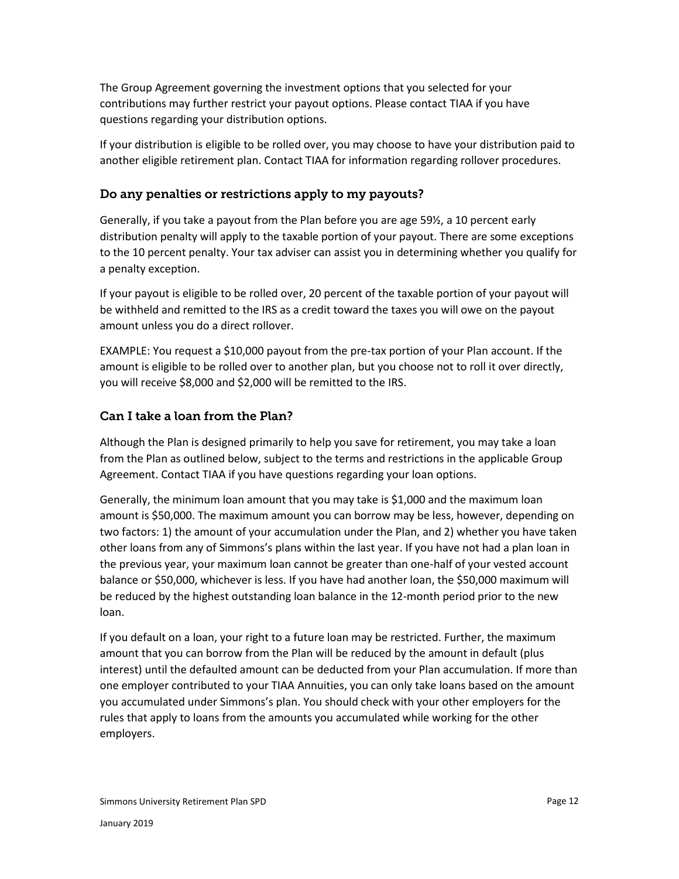The Group Agreement governing the investment options that you selected for your contributions may further restrict your payout options. Please contact TIAA if you have questions regarding your distribution options.

If your distribution is eligible to be rolled over, you may choose to have your distribution paid to another eligible retirement plan. Contact TIAA for information regarding rollover procedures.

### Do any penalties or restrictions apply to my payouts?

Generally, if you take a payout from the Plan before you are age 59½, a 10 percent early distribution penalty will apply to the taxable portion of your payout. There are some exceptions to the 10 percent penalty. Your tax adviser can assist you in determining whether you qualify for a penalty exception.

If your payout is eligible to be rolled over, 20 percent of the taxable portion of your payout will be withheld and remitted to the IRS as a credit toward the taxes you will owe on the payout amount unless you do a direct rollover.

EXAMPLE: You request a $10,000 payout from the pre-tax portion of your Plan account. If the amount is eligible to be rolled over to another plan, but you choose not to roll it over directly, you will receive $8,000 and $2,000 will be remitted to the IRS.

### Can I take a loan from the Plan?

Although the Plan is designed primarily to help you save for retirement, you may take a loan from the Plan as outlined below, subject to the terms and restrictions in the applicable Group Agreement. Contact TIAA if you have questions regarding your loan options.

Generally, the minimum loan amount that you may take is $1,000 and the maximum loan amount is $50,000. The maximum amount you can borrow may be less, however, depending on two factors: 1) the amount of your accumulation under the Plan, and 2) whether you have taken other loans from any of Simmons's plans within the last year. If you have not had a plan loan in the previous year, your maximum loan cannot be greater than one-half of your vested account balance or $50,000, whichever is less. If you have had another loan, the $50,000 maximum will be reduced by the highest outstanding loan balance in the 12-month period prior to the new loan.

If you default on a loan, your right to a future loan may be restricted. Further, the maximum amount that you can borrow from the Plan will be reduced by the amount in default (plus interest) until the defaulted amount can be deducted from your Plan accumulation. If more than one employer contributed to your TIAA Annuities, you can only take loans based on the amount you accumulated under Simmons's plan. You should check with your other employers for the rules that apply to loans from the amounts you accumulated while working for the other employers.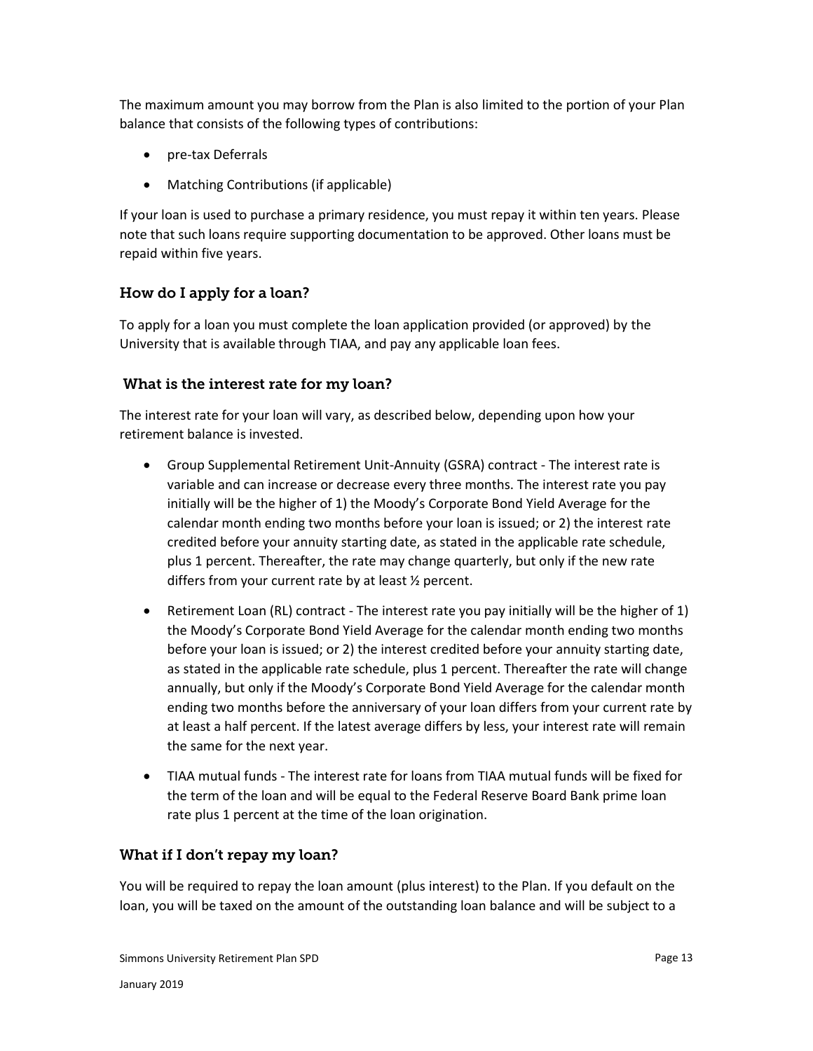The maximum amount you may borrow from the Plan is also limited to the portion of your Plan balance that consists of the following types of contributions:

- pre-tax Deferrals
- Matching Contributions (if applicable)

If your loan is used to purchase a primary residence, you must repay it within ten years. Please note that such loans require supporting documentation to be approved. Other loans must be repaid within five years.

### How do I apply for a loan?

To apply for a loan you must complete the loan application provided (or approved) by the University that is available through TIAA, and pay any applicable loan fees.

### What is the interest rate for my loan?

The interest rate for your loan will vary, as described below, depending upon how your retirement balance is invested.

- Group Supplemental Retirement Unit-Annuity (GSRA) contract - The interest rate is variable and can increase or decrease every three months. The interest rate you pay initially will be the higher of 1) the Moody's Corporate Bond Yield Average for the calendar month ending two months before your loan is issued; or 2) the interest rate credited before your annuity starting date, as stated in the applicable rate schedule, plus 1 percent. Thereafter, the rate may change quarterly, but only if the new rate differs from your current rate by at least ½ percent.
- Retirement Loan (RL) contract - The interest rate you pay initially will be the higher of 1) the Moody's Corporate Bond Yield Average for the calendar month ending two months before your loan is issued; or 2) the interest credited before your annuity starting date, as stated in the applicable rate schedule, plus 1 percent. Thereafter the rate will change annually, but only if the Moody's Corporate Bond Yield Average for the calendar month ending two months before the anniversary of your loan differs from your current rate by at least a half percent. If the latest average differs by less, your interest rate will remain the same for the next year.
- TIAA mutual funds - The interest rate for loans from TIAA mutual funds will be fixed for the term of the loan and will be equal to the Federal Reserve Board Bank prime loan rate plus 1 percent at the time of the loan origination.

### What if I don't repay my loan?

You will be required to repay the loan amount (plus interest) to the Plan. If you default on the loan, you will be taxed on the amount of the outstanding loan balance and will be subject to a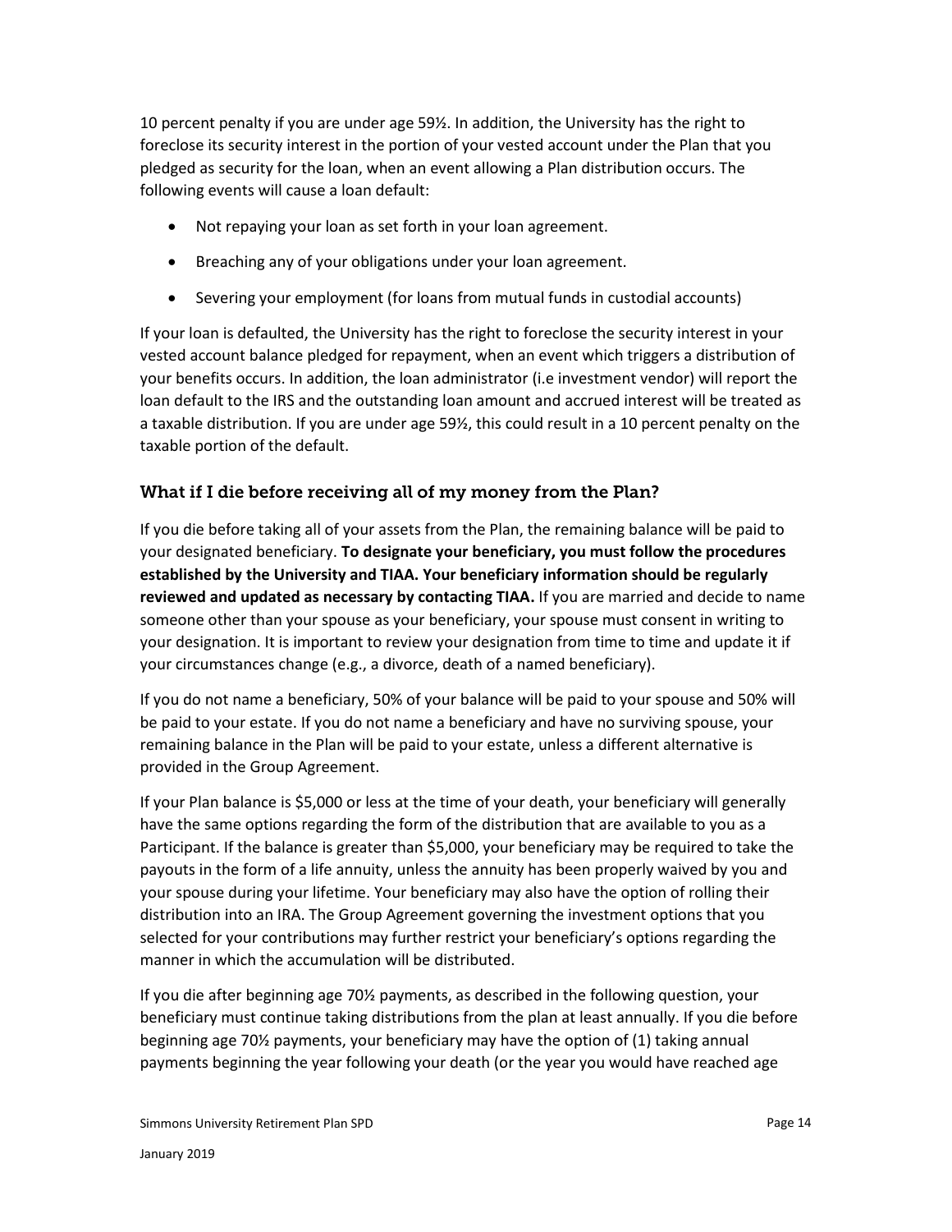10 percent penalty if you are under age 59½. In addition, the University has the right to foreclose its security interest in the portion of your vested account under the Plan that you pledged as security for the loan, when an event allowing a Plan distribution occurs. The following events will cause a loan default:

- Not repaying your loan as set forth in your loan agreement.
- Breaching any of your obligations under your loan agreement.
- Severing your employment (for loans from mutual funds in custodial accounts)

If your loan is defaulted, the University has the right to foreclose the security interest in your vested account balance pledged for repayment, when an event which triggers a distribution of your benefits occurs. In addition, the loan administrator (i.e investment vendor) will report the loan default to the IRS and the outstanding loan amount and accrued interest will be treated as a taxable distribution. If you are under age 59½, this could result in a 10 percent penalty on the taxable portion of the default.

### What if I die before receiving all of my money from the Plan?

If you die before taking all of your assets from the Plan, the remaining balance will be paid to your designated beneficiary. **To designate your beneficiary, you must follow the procedures established by the University and TIAA. Your beneficiary information should be regularly reviewed and updated as necessary by contacting TIAA.** If you are married and decide to name someone other than your spouse as your beneficiary, your spouse must consent in writing to your designation. It is important to review your designation from time to time and update it if your circumstances change (e.g., a divorce, death of a named beneficiary).

If you do not name a beneficiary, 50% of your balance will be paid to your spouse and 50% will be paid to your estate. If you do not name a beneficiary and have no surviving spouse, your remaining balance in the Plan will be paid to your estate, unless a different alternative is provided in the Group Agreement.

If your Plan balance is $5,000 or less at the time of your death, your beneficiary will generally have the same options regarding the form of the distribution that are available to you as a Participant. If the balance is greater than $5,000, your beneficiary may be required to take the payouts in the form of a life annuity, unless the annuity has been properly waived by you and your spouse during your lifetime. Your beneficiary may also have the option of rolling their distribution into an IRA. The Group Agreement governing the investment options that you selected for your contributions may further restrict your beneficiary's options regarding the manner in which the accumulation will be distributed.

If you die after beginning age 70½ payments, as described in the following question, your beneficiary must continue taking distributions from the plan at least annually. If you die before beginning age 70½ payments, your beneficiary may have the option of (1) taking annual payments beginning the year following your death (or the year you would have reached age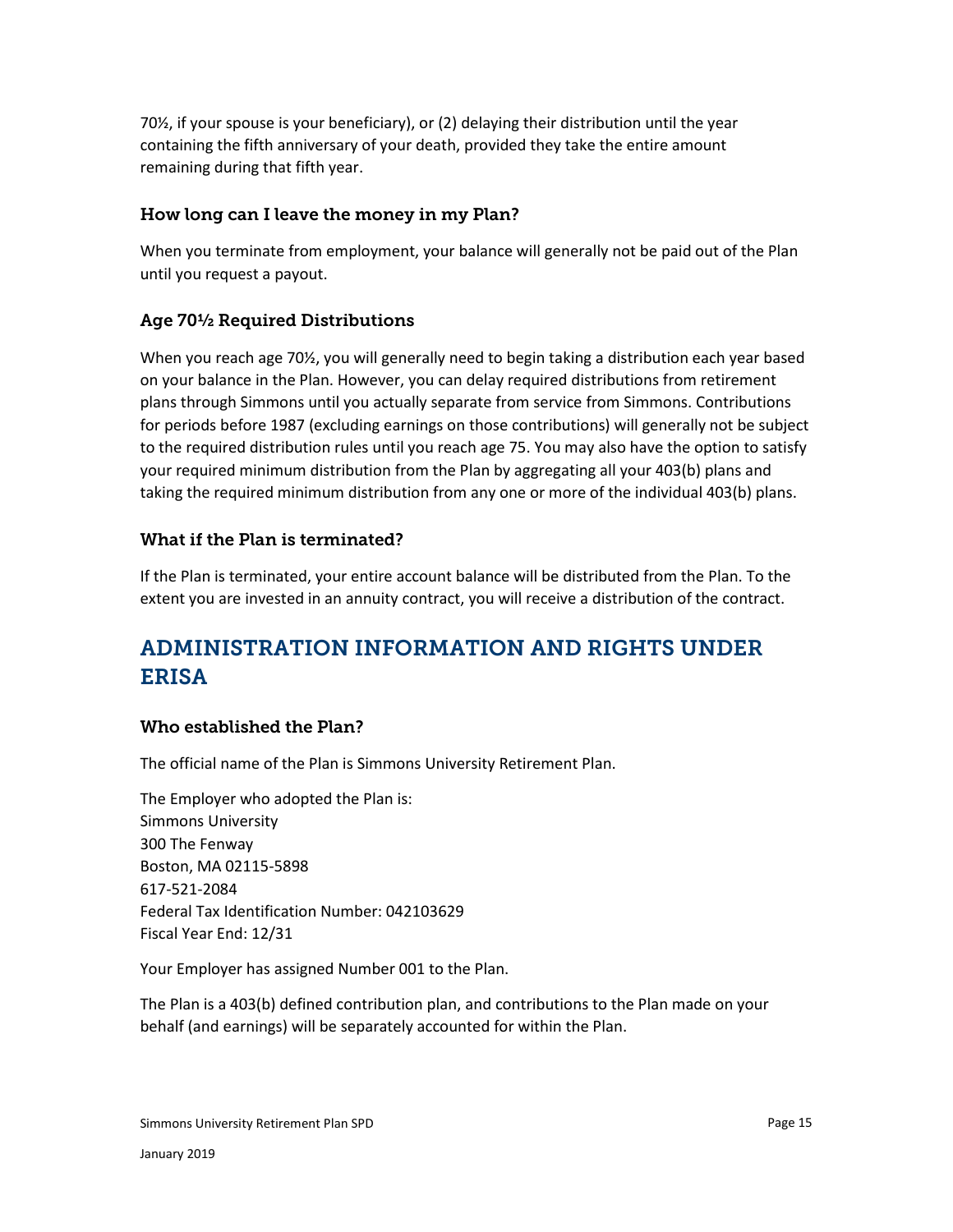70½, if your spouse is your beneficiary), or (2) delaying their distribution until the year containing the fifth anniversary of your death, provided they take the entire amount remaining during that fifth year.

### How long can I leave the money in my Plan?

When you terminate from employment, your balance will generally not be paid out of the Plan until you request a payout.

### Age 70½ Required Distributions

When you reach age 70½, you will generally need to begin taking a distribution each year based on your balance in the Plan. However, you can delay required distributions from retirement plans through Simmons until you actually separate from service from Simmons. Contributions for periods before 1987 (excluding earnings on those contributions) will generally not be subject to the required distribution rules until you reach age 75. You may also have the option to satisfy your required minimum distribution from the Plan by aggregating all your 403(b) plans and taking the required minimum distribution from any one or more of the individual 403(b) plans.

### What if the Plan is terminated?

If the Plan is terminated, your entire account balance will be distributed from the Plan. To the extent you are invested in an annuity contract, you will receive a distribution of the contract.

## ADMINISTRATION INFORMATION AND RIGHTS UNDER ERISA

### Who established the Plan?

The official name of the Plan is Simmons University Retirement Plan.

The Employer who adopted the Plan is:
Simmons University
300 The Fenway
Boston, MA 02115-5898
617-521-2084
Federal Tax Identification Number: 042103629
Fiscal Year End: 12/31

Your Employer has assigned Number 001 to the Plan.

The Plan is a 403(b) defined contribution plan, and contributions to the Plan made on your behalf (and earnings) will be separately accounted for within the Plan.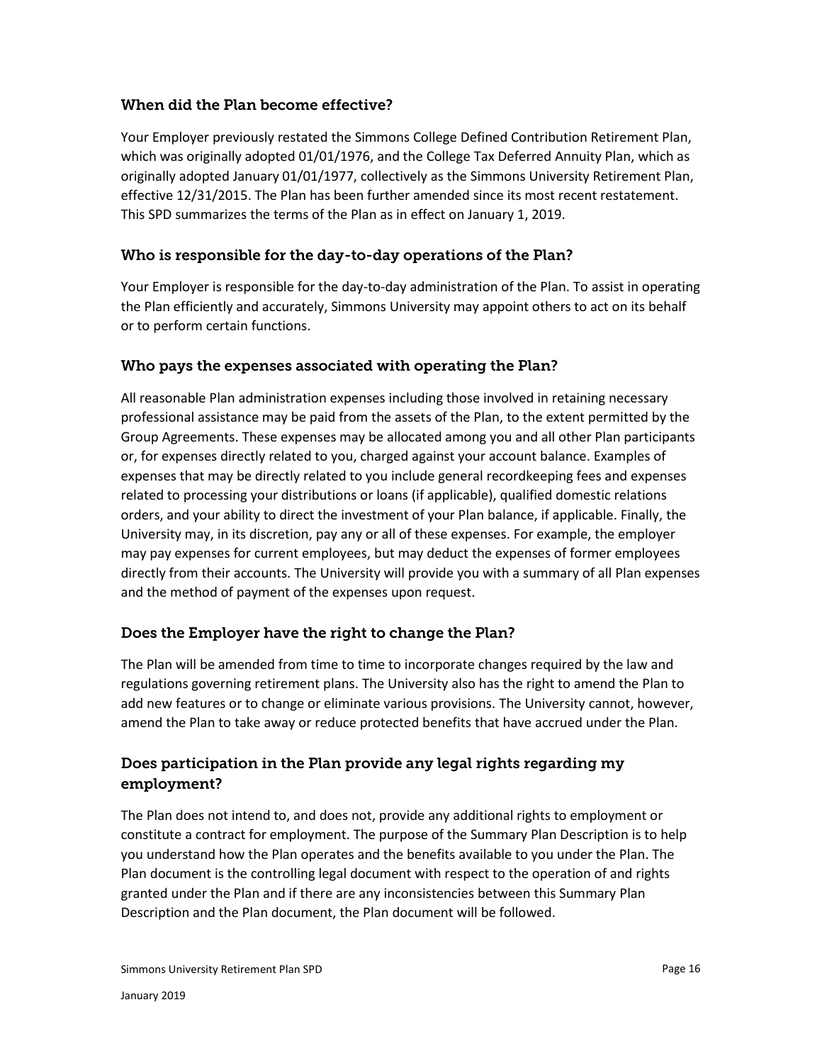### When did the Plan become effective?

Your Employer previously restated the Simmons College Defined Contribution Retirement Plan, which was originally adopted 01/01/1976, and the College Tax Deferred Annuity Plan, which as originally adopted January 01/01/1977, collectively as the Simmons University Retirement Plan, effective 12/31/2015. The Plan has been further amended since its most recent restatement. This SPD summarizes the terms of the Plan as in effect on January 1, 2019.

### Who is responsible for the day-to-day operations of the Plan?

Your Employer is responsible for the day-to-day administration of the Plan. To assist in operating the Plan efficiently and accurately, Simmons University may appoint others to act on its behalf or to perform certain functions.

### Who pays the expenses associated with operating the Plan?

All reasonable Plan administration expenses including those involved in retaining necessary professional assistance may be paid from the assets of the Plan, to the extent permitted by the Group Agreements. These expenses may be allocated among you and all other Plan participants or, for expenses directly related to you, charged against your account balance. Examples of expenses that may be directly related to you include general recordkeeping fees and expenses related to processing your distributions or loans (if applicable), qualified domestic relations orders, and your ability to direct the investment of your Plan balance, if applicable. Finally, the University may, in its discretion, pay any or all of these expenses. For example, the employer may pay expenses for current employees, but may deduct the expenses of former employees directly from their accounts. The University will provide you with a summary of all Plan expenses and the method of payment of the expenses upon request.

### Does the Employer have the right to change the Plan?

The Plan will be amended from time to time to incorporate changes required by the law and regulations governing retirement plans. The University also has the right to amend the Plan to add new features or to change or eliminate various provisions. The University cannot, however, amend the Plan to take away or reduce protected benefits that have accrued under the Plan.

### Does participation in the Plan provide any legal rights regarding my employment?

The Plan does not intend to, and does not, provide any additional rights to employment or constitute a contract for employment. The purpose of the Summary Plan Description is to help you understand how the Plan operates and the benefits available to you under the Plan. The Plan document is the controlling legal document with respect to the operation of and rights granted under the Plan and if there are any inconsistencies between this Summary Plan Description and the Plan document, the Plan document will be followed.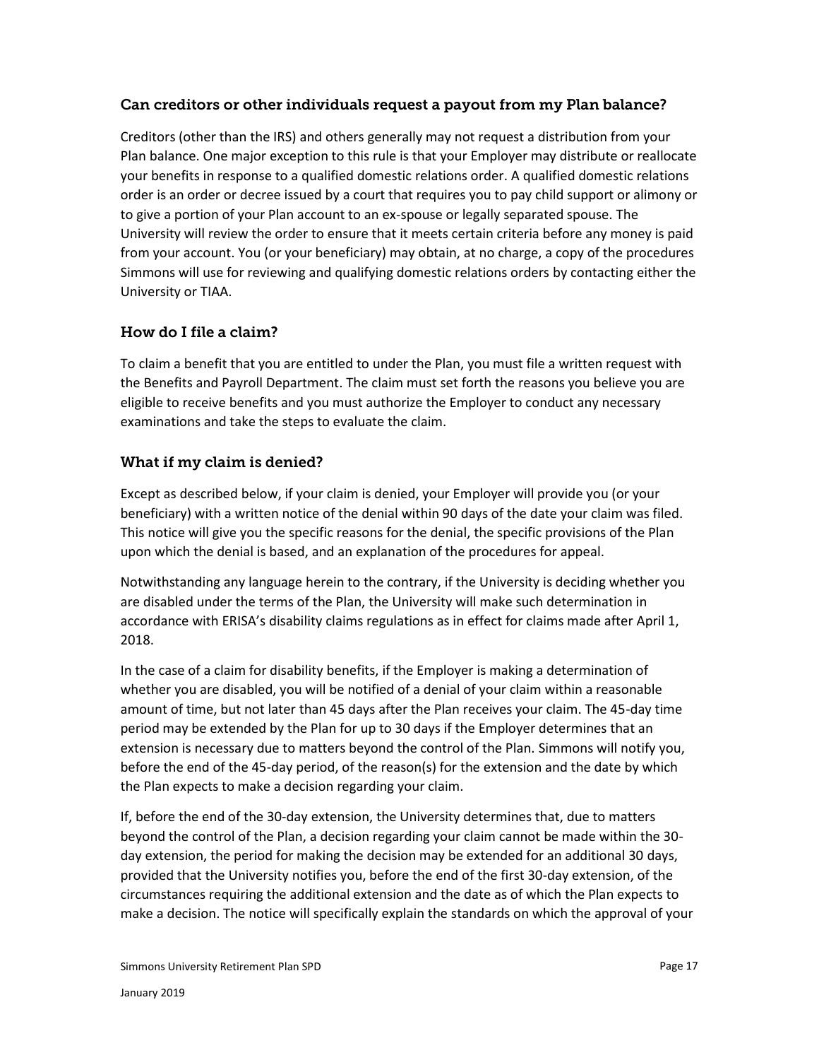### Can creditors or other individuals request a payout from my Plan balance?

Creditors (other than the IRS) and others generally may not request a distribution from your Plan balance. One major exception to this rule is that your Employer may distribute or reallocate your benefits in response to a qualified domestic relations order. A qualified domestic relations order is an order or decree issued by a court that requires you to pay child support or alimony or to give a portion of your Plan account to an ex-spouse or legally separated spouse. The University will review the order to ensure that it meets certain criteria before any money is paid from your account. You (or your beneficiary) may obtain, at no charge, a copy of the procedures Simmons will use for reviewing and qualifying domestic relations orders by contacting either the University or TIAA.

### How do I file a claim?

To claim a benefit that you are entitled to under the Plan, you must file a written request with the Benefits and Payroll Department. The claim must set forth the reasons you believe you are eligible to receive benefits and you must authorize the Employer to conduct any necessary examinations and take the steps to evaluate the claim.

### What if my claim is denied?

Except as described below, if your claim is denied, your Employer will provide you (or your beneficiary) with a written notice of the denial within 90 days of the date your claim was filed. This notice will give you the specific reasons for the denial, the specific provisions of the Plan upon which the denial is based, and an explanation of the procedures for appeal.

Notwithstanding any language herein to the contrary, if the University is deciding whether you are disabled under the terms of the Plan, the University will make such determination in accordance with ERISA's disability claims regulations as in effect for claims made after April 1, 2018.

In the case of a claim for disability benefits, if the Employer is making a determination of whether you are disabled, you will be notified of a denial of your claim within a reasonable amount of time, but not later than 45 days after the Plan receives your claim. The 45-day time period may be extended by the Plan for up to 30 days if the Employer determines that an extension is necessary due to matters beyond the control of the Plan. Simmons will notify you, before the end of the 45-day period, of the reason(s) for the extension and the date by which the Plan expects to make a decision regarding your claim.

If, before the end of the 30-day extension, the University determines that, due to matters beyond the control of the Plan, a decision regarding your claim cannot be made within the 30-day extension, the period for making the decision may be extended for an additional 30 days, provided that the University notifies you, before the end of the first 30-day extension, of the circumstances requiring the additional extension and the date as of which the Plan expects to make a decision. The notice will specifically explain the standards on which the approval of your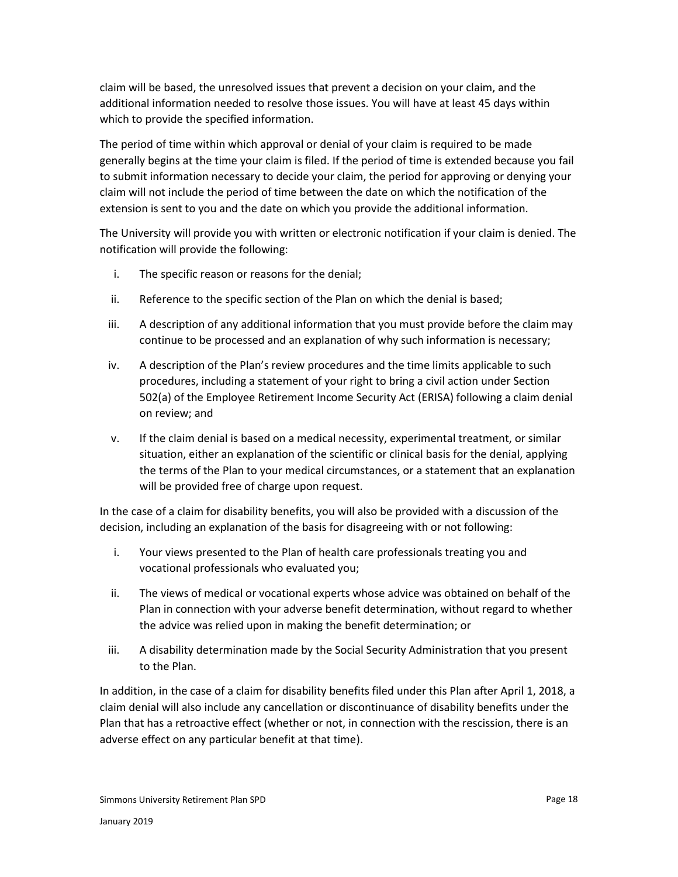claim will be based, the unresolved issues that prevent a decision on your claim, and the additional information needed to resolve those issues. You will have at least 45 days within which to provide the specified information.

The period of time within which approval or denial of your claim is required to be made generally begins at the time your claim is filed. If the period of time is extended because you fail to submit information necessary to decide your claim, the period for approving or denying your claim will not include the period of time between the date on which the notification of the extension is sent to you and the date on which you provide the additional information.

The University will provide you with written or electronic notification if your claim is denied. The notification will provide the following:

i. The specific reason or reasons for the denial;

ii. Reference to the specific section of the Plan on which the denial is based;

iii. A description of any additional information that you must provide before the claim may continue to be processed and an explanation of why such information is necessary;

iv. A description of the Plan's review procedures and the time limits applicable to such procedures, including a statement of your right to bring a civil action under Section 502(a) of the Employee Retirement Income Security Act (ERISA) following a claim denial on review; and

v. If the claim denial is based on a medical necessity, experimental treatment, or similar situation, either an explanation of the scientific or clinical basis for the denial, applying the terms of the Plan to your medical circumstances, or a statement that an explanation will be provided free of charge upon request.

In the case of a claim for disability benefits, you will also be provided with a discussion of the decision, including an explanation of the basis for disagreeing with or not following:

i. Your views presented to the Plan of health care professionals treating you and vocational professionals who evaluated you;

ii. The views of medical or vocational experts whose advice was obtained on behalf of the Plan in connection with your adverse benefit determination, without regard to whether the advice was relied upon in making the benefit determination; or

iii. A disability determination made by the Social Security Administration that you present to the Plan.

In addition, in the case of a claim for disability benefits filed under this Plan after April 1, 2018, a claim denial will also include any cancellation or discontinuance of disability benefits under the Plan that has a retroactive effect (whether or not, in connection with the rescission, there is an adverse effect on any particular benefit at that time).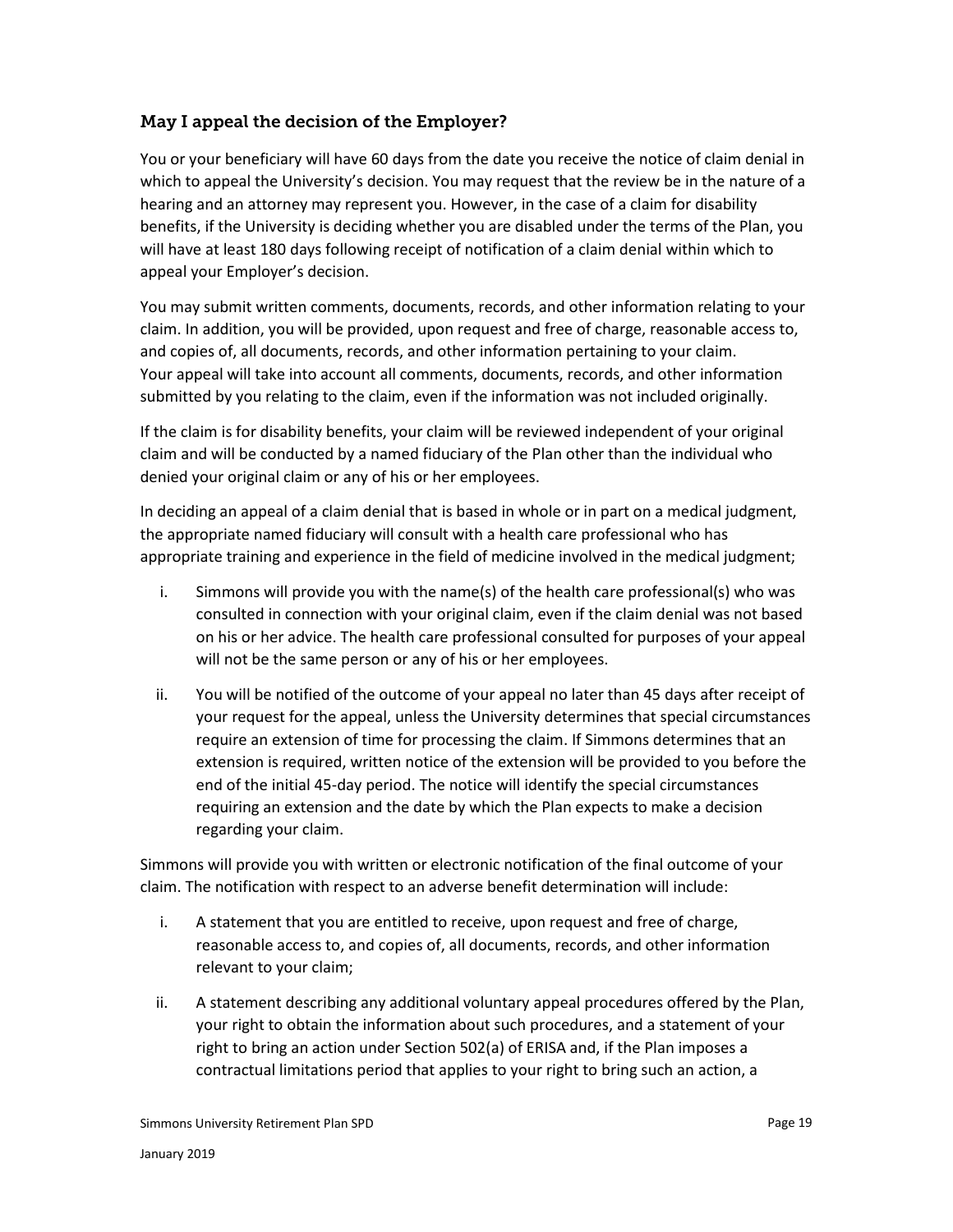### May I appeal the decision of the Employer?

You or your beneficiary will have 60 days from the date you receive the notice of claim denial in which to appeal the University's decision. You may request that the review be in the nature of a hearing and an attorney may represent you. However, in the case of a claim for disability benefits, if the University is deciding whether you are disabled under the terms of the Plan, you will have at least 180 days following receipt of notification of a claim denial within which to appeal your Employer's decision.

You may submit written comments, documents, records, and other information relating to your claim. In addition, you will be provided, upon request and free of charge, reasonable access to, and copies of, all documents, records, and other information pertaining to your claim. Your appeal will take into account all comments, documents, records, and other information submitted by you relating to the claim, even if the information was not included originally.

If the claim is for disability benefits, your claim will be reviewed independent of your original claim and will be conducted by a named fiduciary of the Plan other than the individual who denied your original claim or any of his or her employees.

In deciding an appeal of a claim denial that is based in whole or in part on a medical judgment, the appropriate named fiduciary will consult with a health care professional who has appropriate training and experience in the field of medicine involved in the medical judgment;

i. Simmons will provide you with the name(s) of the health care professional(s) who was consulted in connection with your original claim, even if the claim denial was not based on his or her advice. The health care professional consulted for purposes of your appeal will not be the same person or any of his or her employees.

ii. You will be notified of the outcome of your appeal no later than 45 days after receipt of your request for the appeal, unless the University determines that special circumstances require an extension of time for processing the claim. If Simmons determines that an extension is required, written notice of the extension will be provided to you before the end of the initial 45-day period. The notice will identify the special circumstances requiring an extension and the date by which the Plan expects to make a decision regarding your claim.

Simmons will provide you with written or electronic notification of the final outcome of your claim. The notification with respect to an adverse benefit determination will include:

i. A statement that you are entitled to receive, upon request and free of charge, reasonable access to, and copies of, all documents, records, and other information relevant to your claim;

ii. A statement describing any additional voluntary appeal procedures offered by the Plan, your right to obtain the information about such procedures, and a statement of your right to bring an action under Section 502(a) of ERISA and, if the Plan imposes a contractual limitations period that applies to your right to bring such an action, a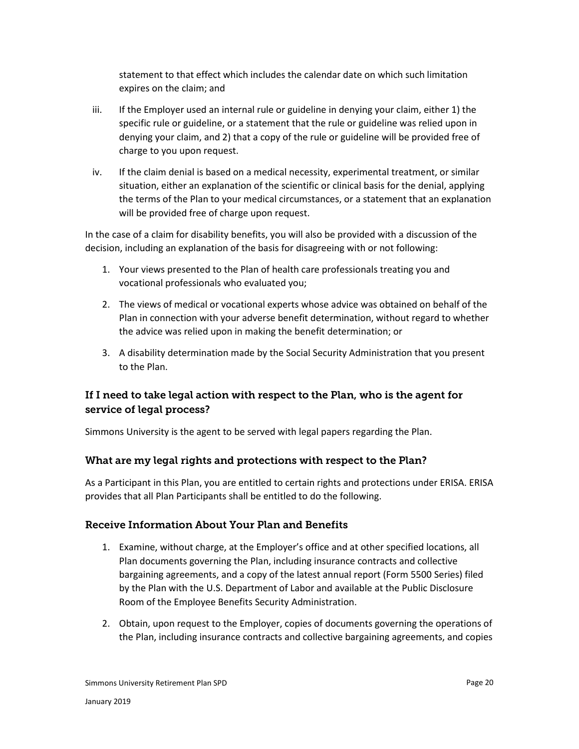statement to that effect which includes the calendar date on which such limitation expires on the claim; and

iii. If the Employer used an internal rule or guideline in denying your claim, either 1) the specific rule or guideline, or a statement that the rule or guideline was relied upon in denying your claim, and 2) that a copy of the rule or guideline will be provided free of charge to you upon request.

iv. If the claim denial is based on a medical necessity, experimental treatment, or similar situation, either an explanation of the scientific or clinical basis for the denial, applying the terms of the Plan to your medical circumstances, or a statement that an explanation will be provided free of charge upon request.

In the case of a claim for disability benefits, you will also be provided with a discussion of the decision, including an explanation of the basis for disagreeing with or not following:

1. Your views presented to the Plan of health care professionals treating you and vocational professionals who evaluated you;
2. The views of medical or vocational experts whose advice was obtained on behalf of the Plan in connection with your adverse benefit determination, without regard to whether the advice was relied upon in making the benefit determination; or
3. A disability determination made by the Social Security Administration that you present to the Plan.

## If I need to take legal action with respect to the Plan, who is the agent for service of legal process?

Simmons University is the agent to be served with legal papers regarding the Plan.

### What are my legal rights and protections with respect to the Plan?

As a Participant in this Plan, you are entitled to certain rights and protections under ERISA. ERISA provides that all Plan Participants shall be entitled to do the following.

### Receive Information About Your Plan and Benefits

1. Examine, without charge, at the Employer's office and at other specified locations, all Plan documents governing the Plan, including insurance contracts and collective bargaining agreements, and a copy of the latest annual report (Form 5500 Series) filed by the Plan with the U.S. Department of Labor and available at the Public Disclosure Room of the Employee Benefits Security Administration.
2. Obtain, upon request to the Employer, copies of documents governing the operations of the Plan, including insurance contracts and collective bargaining agreements, and copies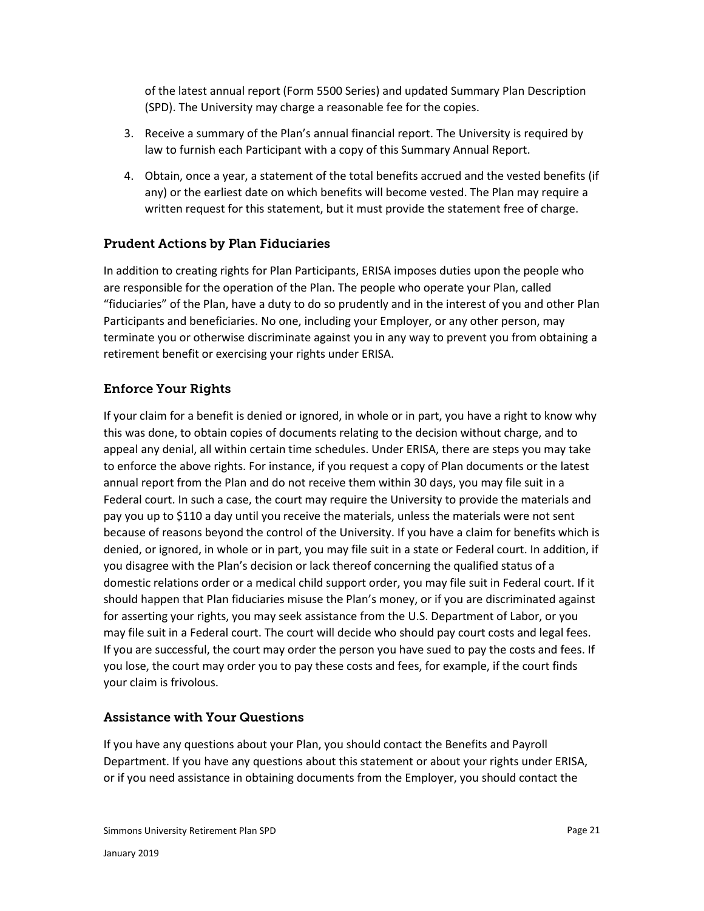of the latest annual report (Form 5500 Series) and updated Summary Plan Description (SPD). The University may charge a reasonable fee for the copies.

3. Receive a summary of the Plan's annual financial report. The University is required by law to furnish each Participant with a copy of this Summary Annual Report.
4. Obtain, once a year, a statement of the total benefits accrued and the vested benefits (if any) or the earliest date on which benefits will become vested. The Plan may require a written request for this statement, but it must provide the statement free of charge.

### Prudent Actions by Plan Fiduciaries

In addition to creating rights for Plan Participants, ERISA imposes duties upon the people who are responsible for the operation of the Plan. The people who operate your Plan, called "fiduciaries" of the Plan, have a duty to do so prudently and in the interest of you and other Plan Participants and beneficiaries. No one, including your Employer, or any other person, may terminate you or otherwise discriminate against you in any way to prevent you from obtaining a retirement benefit or exercising your rights under ERISA.

### Enforce Your Rights

If your claim for a benefit is denied or ignored, in whole or in part, you have a right to know why this was done, to obtain copies of documents relating to the decision without charge, and to appeal any denial, all within certain time schedules. Under ERISA, there are steps you may take to enforce the above rights. For instance, if you request a copy of Plan documents or the latest annual report from the Plan and do not receive them within 30 days, you may file suit in a Federal court. In such a case, the court may require the University to provide the materials and pay you up to $110 a day until you receive the materials, unless the materials were not sent because of reasons beyond the control of the University. If you have a claim for benefits which is denied, or ignored, in whole or in part, you may file suit in a state or Federal court. In addition, if you disagree with the Plan's decision or lack thereof concerning the qualified status of a domestic relations order or a medical child support order, you may file suit in Federal court. If it should happen that Plan fiduciaries misuse the Plan's money, or if you are discriminated against for asserting your rights, you may seek assistance from the U.S. Department of Labor, or you may file suit in a Federal court. The court will decide who should pay court costs and legal fees. If you are successful, the court may order the person you have sued to pay the costs and fees. If you lose, the court may order you to pay these costs and fees, for example, if the court finds your claim is frivolous.

### Assistance with Your Questions

If you have any questions about your Plan, you should contact the Benefits and Payroll Department. If you have any questions about this statement or about your rights under ERISA, or if you need assistance in obtaining documents from the Employer, you should contact the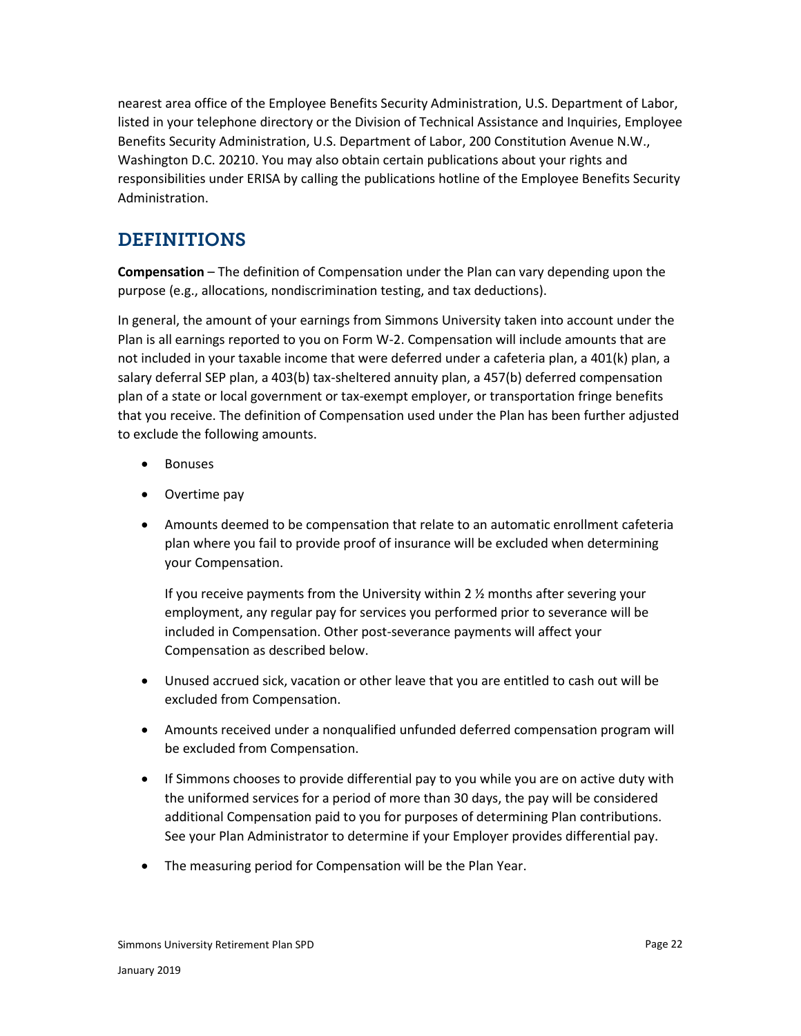nearest area office of the Employee Benefits Security Administration, U.S. Department of Labor, listed in your telephone directory or the Division of Technical Assistance and Inquiries, Employee Benefits Security Administration, U.S. Department of Labor, 200 Constitution Avenue N.W., Washington D.C. 20210. You may also obtain certain publications about your rights and responsibilities under ERISA by calling the publications hotline of the Employee Benefits Security Administration.

## DEFINITIONS

**Compensation** – The definition of Compensation under the Plan can vary depending upon the purpose (e.g., allocations, nondiscrimination testing, and tax deductions).

In general, the amount of your earnings from Simmons University taken into account under the Plan is all earnings reported to you on Form W-2. Compensation will include amounts that are not included in your taxable income that were deferred under a cafeteria plan, a 401(k) plan, a salary deferral SEP plan, a 403(b) tax-sheltered annuity plan, a 457(b) deferred compensation plan of a state or local government or tax-exempt employer, or transportation fringe benefits that you receive. The definition of Compensation used under the Plan has been further adjusted to exclude the following amounts.

- Bonuses
- Overtime pay
- Amounts deemed to be compensation that relate to an automatic enrollment cafeteria plan where you fail to provide proof of insurance will be excluded when determining your Compensation.

  If you receive payments from the University within 2 ½ months after severing your employment, any regular pay for services you performed prior to severance will be included in Compensation. Other post-severance payments will affect your Compensation as described below.
- Unused accrued sick, vacation or other leave that you are entitled to cash out will be excluded from Compensation.
- Amounts received under a nonqualified unfunded deferred compensation program will be excluded from Compensation.
- If Simmons chooses to provide differential pay to you while you are on active duty with the uniformed services for a period of more than 30 days, the pay will be considered additional Compensation paid to you for purposes of determining Plan contributions. See your Plan Administrator to determine if your Employer provides differential pay.
- The measuring period for Compensation will be the Plan Year.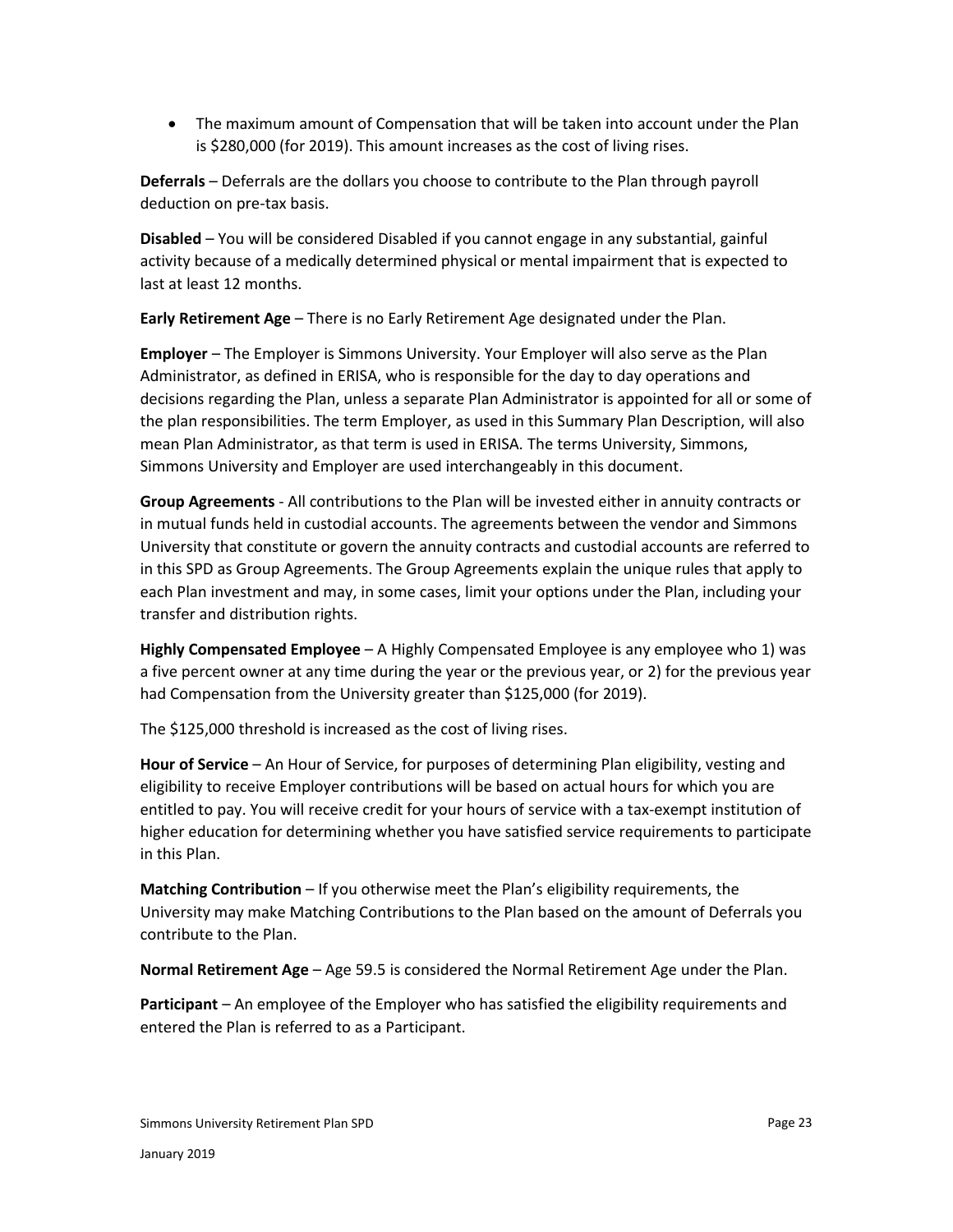- The maximum amount of Compensation that will be taken into account under the Plan is $280,000 (for 2019). This amount increases as the cost of living rises.

**Deferrals** – Deferrals are the dollars you choose to contribute to the Plan through payroll deduction on pre-tax basis.

**Disabled** – You will be considered Disabled if you cannot engage in any substantial, gainful activity because of a medically determined physical or mental impairment that is expected to last at least 12 months.

**Early Retirement Age** – There is no Early Retirement Age designated under the Plan.

**Employer** – The Employer is Simmons University. Your Employer will also serve as the Plan Administrator, as defined in ERISA, who is responsible for the day to day operations and decisions regarding the Plan, unless a separate Plan Administrator is appointed for all or some of the plan responsibilities. The term Employer, as used in this Summary Plan Description, will also mean Plan Administrator, as that term is used in ERISA. The terms University, Simmons, Simmons University and Employer are used interchangeably in this document.

**Group Agreements** - All contributions to the Plan will be invested either in annuity contracts or in mutual funds held in custodial accounts. The agreements between the vendor and Simmons University that constitute or govern the annuity contracts and custodial accounts are referred to in this SPD as Group Agreements. The Group Agreements explain the unique rules that apply to each Plan investment and may, in some cases, limit your options under the Plan, including your transfer and distribution rights.

**Highly Compensated Employee** – A Highly Compensated Employee is any employee who 1) was a five percent owner at any time during the year or the previous year, or 2) for the previous year had Compensation from the University greater than $125,000 (for 2019).

The $125,000 threshold is increased as the cost of living rises.

**Hour of Service** – An Hour of Service, for purposes of determining Plan eligibility, vesting and eligibility to receive Employer contributions will be based on actual hours for which you are entitled to pay. You will receive credit for your hours of service with a tax-exempt institution of higher education for determining whether you have satisfied service requirements to participate in this Plan.

**Matching Contribution** – If you otherwise meet the Plan's eligibility requirements, the University may make Matching Contributions to the Plan based on the amount of Deferrals you contribute to the Plan.

**Normal Retirement Age** – Age 59.5 is considered the Normal Retirement Age under the Plan.

**Participant** – An employee of the Employer who has satisfied the eligibility requirements and entered the Plan is referred to as a Participant.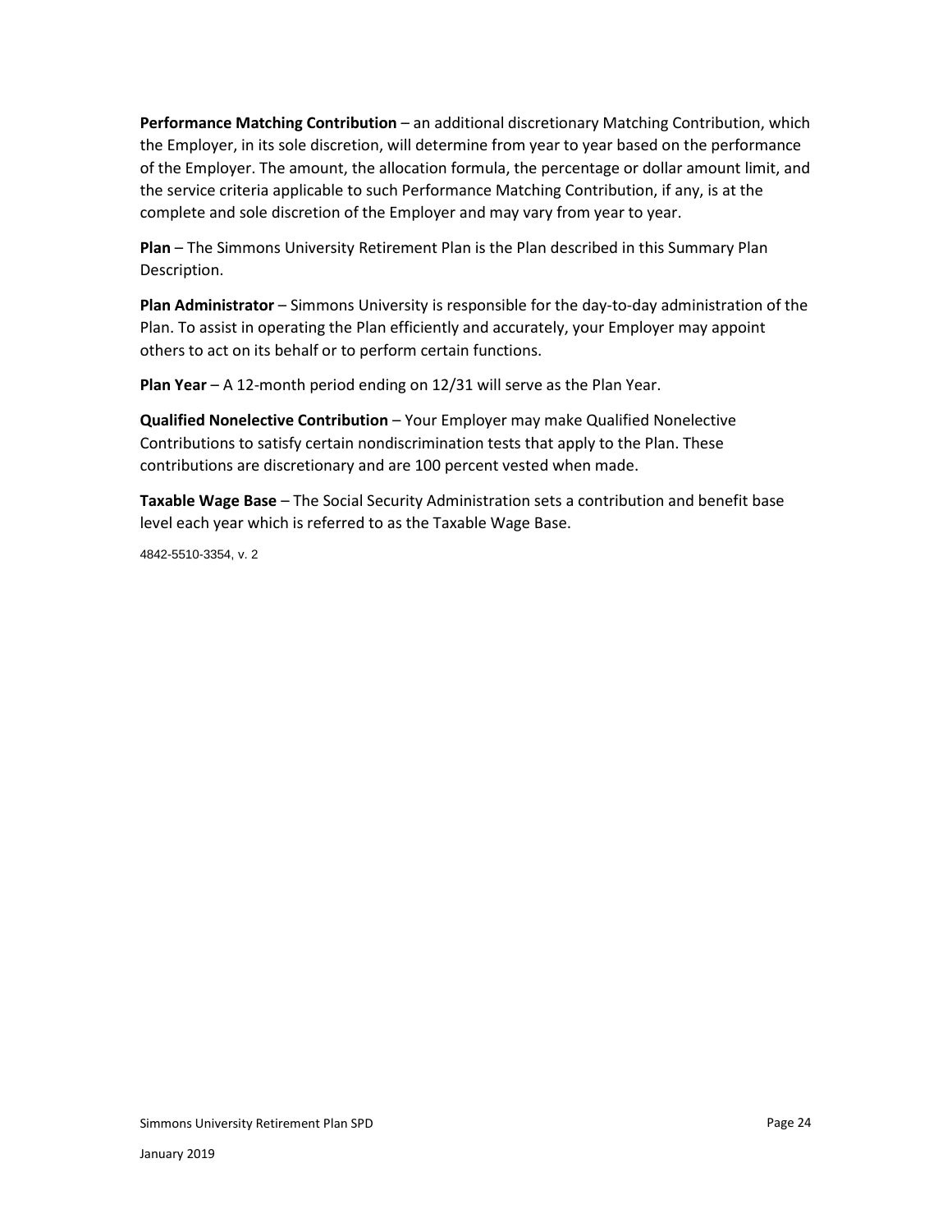**Performance Matching Contribution** – an additional discretionary Matching Contribution, which the Employer, in its sole discretion, will determine from year to year based on the performance of the Employer. The amount, the allocation formula, the percentage or dollar amount limit, and the service criteria applicable to such Performance Matching Contribution, if any, is at the complete and sole discretion of the Employer and may vary from year to year.

**Plan** – The Simmons University Retirement Plan is the Plan described in this Summary Plan Description.

**Plan Administrator** – Simmons University is responsible for the day-to-day administration of the Plan. To assist in operating the Plan efficiently and accurately, your Employer may appoint others to act on its behalf or to perform certain functions.

**Plan Year** – A 12-month period ending on 12/31 will serve as the Plan Year.

**Qualified Nonelective Contribution** – Your Employer may make Qualified Nonelective Contributions to satisfy certain nondiscrimination tests that apply to the Plan. These contributions are discretionary and are 100 percent vested when made.

**Taxable Wage Base** – The Social Security Administration sets a contribution and benefit base level each year which is referred to as the Taxable Wage Base.

4842-5510-3354, v. 2